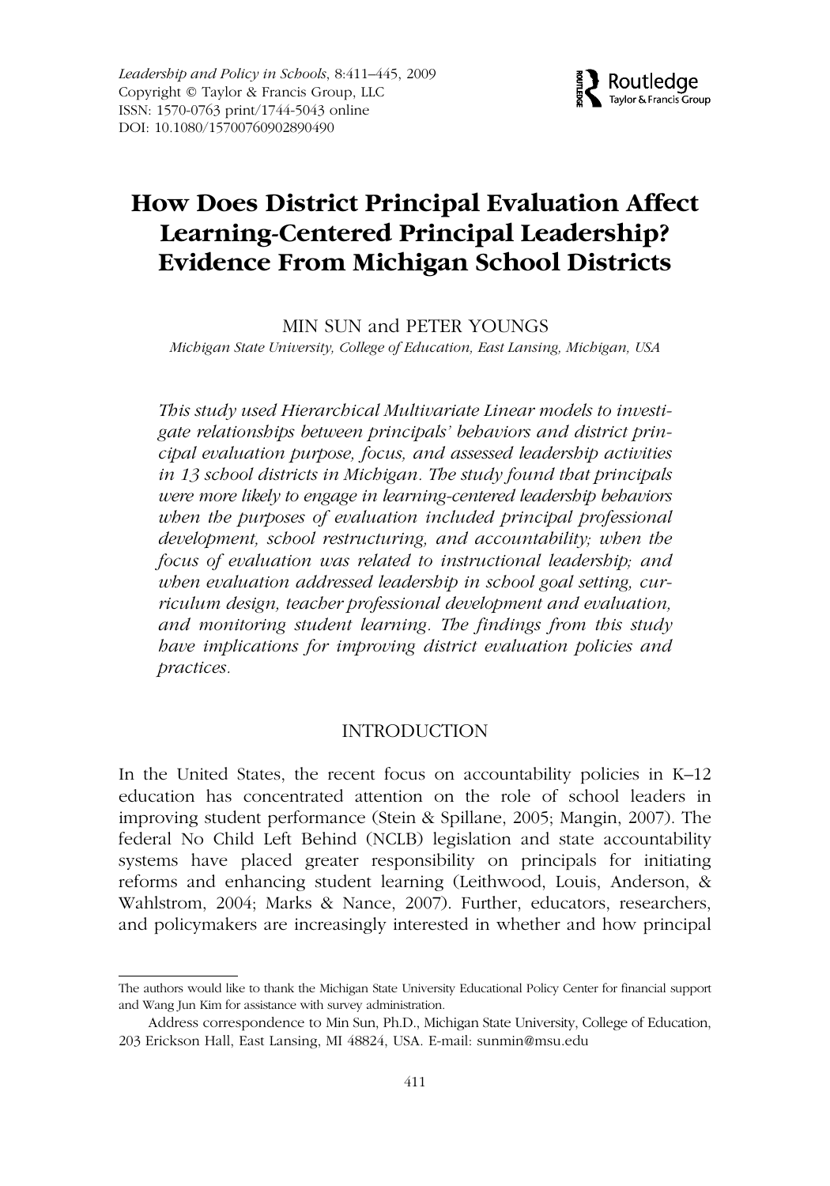*Leadership and Policy in Schools*, 8:411–445, 2009
Copyright © Taylor & Francis Group, LLC
ISSN: 1570-0763 print/1744-5043 online
DOI: 10.1080/15700760902890490

# How Does District Principal Evaluation Affect Learning-Centered Principal Leadership? Evidence From Michigan School Districts

MIN SUN and PETER YOUNGS

*Michigan State University, College of Education, East Lansing, Michigan, USA*

*This study used Hierarchical Multivariate Linear models to investigate relationships between principals' behaviors and district principal evaluation purpose, focus, and assessed leadership activities in 13 school districts in Michigan. The study found that principals were more likely to engage in learning-centered leadership behaviors when the purposes of evaluation included principal professional development, school restructuring, and accountability; when the focus of evaluation was related to instructional leadership; and when evaluation addressed leadership in school goal setting, curriculum design, teacher professional development and evaluation, and monitoring student learning. The findings from this study have implications for improving district evaluation policies and practices.*

## INTRODUCTION

In the United States, the recent focus on accountability policies in K–12 education has concentrated attention on the role of school leaders in improving student performance (Stein & Spillane, 2005; Mangin, 2007). The federal No Child Left Behind (NCLB) legislation and state accountability systems have placed greater responsibility on principals for initiating reforms and enhancing student learning (Leithwood, Louis, Anderson, & Wahlstrom, 2004; Marks & Nance, 2007). Further, educators, researchers, and policymakers are increasingly interested in whether and how principal

---

The authors would like to thank the Michigan State University Educational Policy Center for financial support and Wang Jun Kim for assistance with survey administration.

Address correspondence to Min Sun, Ph.D., Michigan State University, College of Education, 203 Erickson Hall, East Lansing, MI 48824, USA. E-mail: sunmin@msu.edu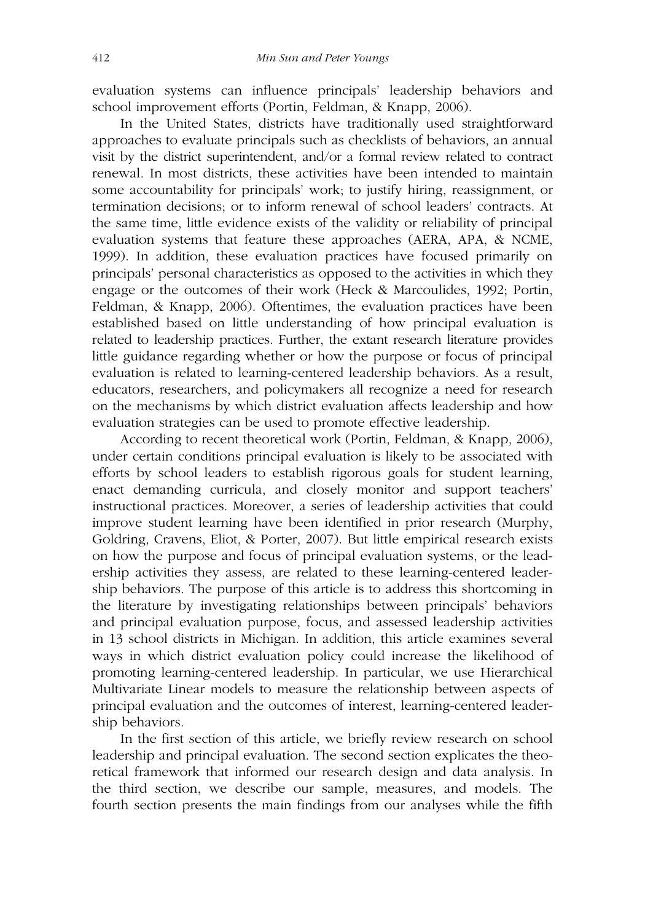evaluation systems can influence principals' leadership behaviors and school improvement efforts (Portin, Feldman, & Knapp, 2006).

In the United States, districts have traditionally used straightforward approaches to evaluate principals such as checklists of behaviors, an annual visit by the district superintendent, and/or a formal review related to contract renewal. In most districts, these activities have been intended to maintain some accountability for principals' work; to justify hiring, reassignment, or termination decisions; or to inform renewal of school leaders' contracts. At the same time, little evidence exists of the validity or reliability of principal evaluation systems that feature these approaches (AERA, APA, & NCME, 1999). In addition, these evaluation practices have focused primarily on principals' personal characteristics as opposed to the activities in which they engage or the outcomes of their work (Heck & Marcoulides, 1992; Portin, Feldman, & Knapp, 2006). Oftentimes, the evaluation practices have been established based on little understanding of how principal evaluation is related to leadership practices. Further, the extant research literature provides little guidance regarding whether or how the purpose or focus of principal evaluation is related to learning-centered leadership behaviors. As a result, educators, researchers, and policymakers all recognize a need for research on the mechanisms by which district evaluation affects leadership and how evaluation strategies can be used to promote effective leadership.

According to recent theoretical work (Portin, Feldman, & Knapp, 2006), under certain conditions principal evaluation is likely to be associated with efforts by school leaders to establish rigorous goals for student learning, enact demanding curricula, and closely monitor and support teachers' instructional practices. Moreover, a series of leadership activities that could improve student learning have been identified in prior research (Murphy, Goldring, Cravens, Eliot, & Porter, 2007). But little empirical research exists on how the purpose and focus of principal evaluation systems, or the leadership activities they assess, are related to these learning-centered leadership behaviors. The purpose of this article is to address this shortcoming in the literature by investigating relationships between principals' behaviors and principal evaluation purpose, focus, and assessed leadership activities in 13 school districts in Michigan. In addition, this article examines several ways in which district evaluation policy could increase the likelihood of promoting learning-centered leadership. In particular, we use Hierarchical Multivariate Linear models to measure the relationship between aspects of principal evaluation and the outcomes of interest, learning-centered leadership behaviors.

In the first section of this article, we briefly review research on school leadership and principal evaluation. The second section explicates the theoretical framework that informed our research design and data analysis. In the third section, we describe our sample, measures, and models. The fourth section presents the main findings from our analyses while the fifth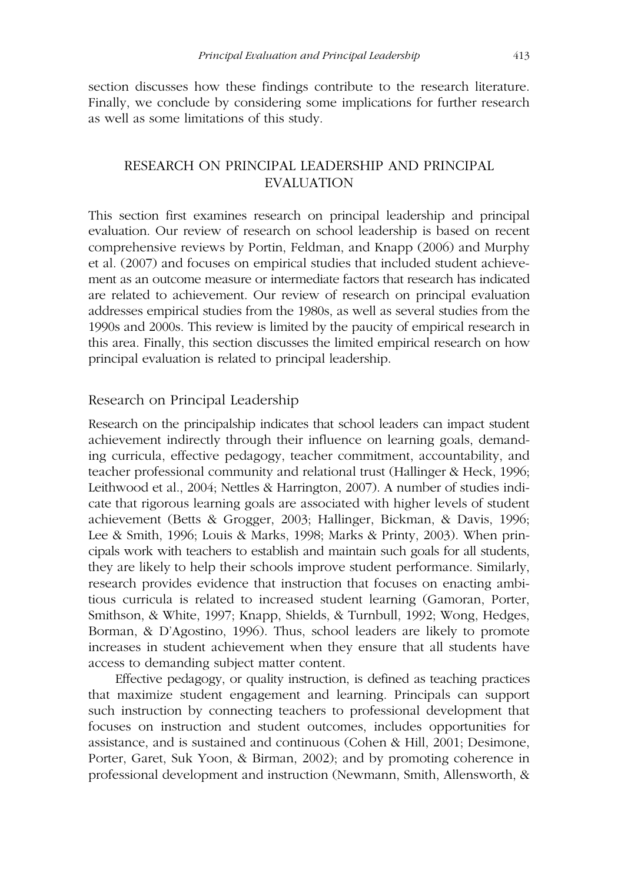section discusses how these findings contribute to the research literature. Finally, we conclude by considering some implications for further research as well as some limitations of this study.

## RESEARCH ON PRINCIPAL LEADERSHIP AND PRINCIPAL EVALUATION

This section first examines research on principal leadership and principal evaluation. Our review of research on school leadership is based on recent comprehensive reviews by Portin, Feldman, and Knapp (2006) and Murphy et al. (2007) and focuses on empirical studies that included student achievement as an outcome measure or intermediate factors that research has indicated are related to achievement. Our review of research on principal evaluation addresses empirical studies from the 1980s, as well as several studies from the 1990s and 2000s. This review is limited by the paucity of empirical research in this area. Finally, this section discusses the limited empirical research on how principal evaluation is related to principal leadership.

### Research on Principal Leadership

Research on the principalship indicates that school leaders can impact student achievement indirectly through their influence on learning goals, demanding curricula, effective pedagogy, teacher commitment, accountability, and teacher professional community and relational trust (Hallinger & Heck, 1996; Leithwood et al., 2004; Nettles & Harrington, 2007). A number of studies indicate that rigorous learning goals are associated with higher levels of student achievement (Betts & Grogger, 2003; Hallinger, Bickman, & Davis, 1996; Lee & Smith, 1996; Louis & Marks, 1998; Marks & Printy, 2003). When principals work with teachers to establish and maintain such goals for all students, they are likely to help their schools improve student performance. Similarly, research provides evidence that instruction that focuses on enacting ambitious curricula is related to increased student learning (Gamoran, Porter, Smithson, & White, 1997; Knapp, Shields, & Turnbull, 1992; Wong, Hedges, Borman, & D'Agostino, 1996). Thus, school leaders are likely to promote increases in student achievement when they ensure that all students have access to demanding subject matter content.

Effective pedagogy, or quality instruction, is defined as teaching practices that maximize student engagement and learning. Principals can support such instruction by connecting teachers to professional development that focuses on instruction and student outcomes, includes opportunities for assistance, and is sustained and continuous (Cohen & Hill, 2001; Desimone, Porter, Garet, Suk Yoon, & Birman, 2002); and by promoting coherence in professional development and instruction (Newmann, Smith, Allensworth, &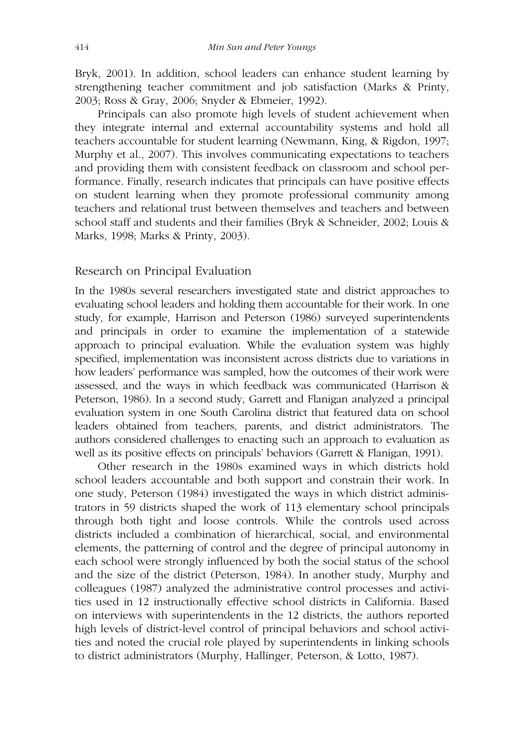Bryk, 2001). In addition, school leaders can enhance student learning by strengthening teacher commitment and job satisfaction (Marks & Printy, 2003; Ross & Gray, 2006; Snyder & Ebmeier, 1992).

Principals can also promote high levels of student achievement when they integrate internal and external accountability systems and hold all teachers accountable for student learning (Newmann, King, & Rigdon, 1997; Murphy et al., 2007). This involves communicating expectations to teachers and providing them with consistent feedback on classroom and school performance. Finally, research indicates that principals can have positive effects on student learning when they promote professional community among teachers and relational trust between themselves and teachers and between school staff and students and their families (Bryk & Schneider, 2002; Louis & Marks, 1998; Marks & Printy, 2003).

## Research on Principal Evaluation

In the 1980s several researchers investigated state and district approaches to evaluating school leaders and holding them accountable for their work. In one study, for example, Harrison and Peterson (1986) surveyed superintendents and principals in order to examine the implementation of a statewide approach to principal evaluation. While the evaluation system was highly specified, implementation was inconsistent across districts due to variations in how leaders' performance was sampled, how the outcomes of their work were assessed, and the ways in which feedback was communicated (Harrison & Peterson, 1986). In a second study, Garrett and Flanigan analyzed a principal evaluation system in one South Carolina district that featured data on school leaders obtained from teachers, parents, and district administrators. The authors considered challenges to enacting such an approach to evaluation as well as its positive effects on principals' behaviors (Garrett & Flanigan, 1991).

Other research in the 1980s examined ways in which districts hold school leaders accountable and both support and constrain their work. In one study, Peterson (1984) investigated the ways in which district administrators in 59 districts shaped the work of 113 elementary school principals through both tight and loose controls. While the controls used across districts included a combination of hierarchical, social, and environmental elements, the patterning of control and the degree of principal autonomy in each school were strongly influenced by both the social status of the school and the size of the district (Peterson, 1984). In another study, Murphy and colleagues (1987) analyzed the administrative control processes and activities used in 12 instructionally effective school districts in California. Based on interviews with superintendents in the 12 districts, the authors reported high levels of district-level control of principal behaviors and school activities and noted the crucial role played by superintendents in linking schools to district administrators (Murphy, Hallinger, Peterson, & Lotto, 1987).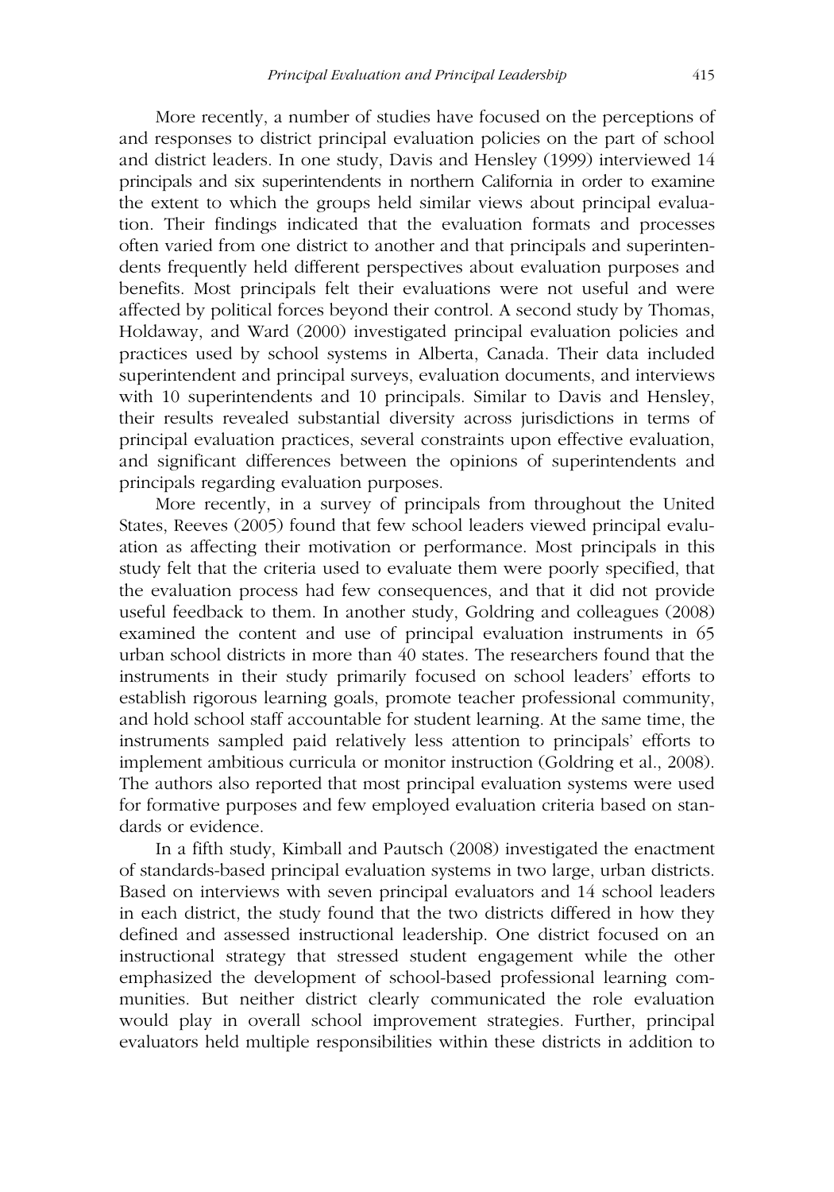More recently, a number of studies have focused on the perceptions of and responses to district principal evaluation policies on the part of school and district leaders. In one study, Davis and Hensley (1999) interviewed 14 principals and six superintendents in northern California in order to examine the extent to which the groups held similar views about principal evaluation. Their findings indicated that the evaluation formats and processes often varied from one district to another and that principals and superintendents frequently held different perspectives about evaluation purposes and benefits. Most principals felt their evaluations were not useful and were affected by political forces beyond their control. A second study by Thomas, Holdaway, and Ward (2000) investigated principal evaluation policies and practices used by school systems in Alberta, Canada. Their data included superintendent and principal surveys, evaluation documents, and interviews with 10 superintendents and 10 principals. Similar to Davis and Hensley, their results revealed substantial diversity across jurisdictions in terms of principal evaluation practices, several constraints upon effective evaluation, and significant differences between the opinions of superintendents and principals regarding evaluation purposes.

More recently, in a survey of principals from throughout the United States, Reeves (2005) found that few school leaders viewed principal evaluation as affecting their motivation or performance. Most principals in this study felt that the criteria used to evaluate them were poorly specified, that the evaluation process had few consequences, and that it did not provide useful feedback to them. In another study, Goldring and colleagues (2008) examined the content and use of principal evaluation instruments in 65 urban school districts in more than 40 states. The researchers found that the instruments in their study primarily focused on school leaders' efforts to establish rigorous learning goals, promote teacher professional community, and hold school staff accountable for student learning. At the same time, the instruments sampled paid relatively less attention to principals' efforts to implement ambitious curricula or monitor instruction (Goldring et al., 2008). The authors also reported that most principal evaluation systems were used for formative purposes and few employed evaluation criteria based on standards or evidence.

In a fifth study, Kimball and Pautsch (2008) investigated the enactment of standards-based principal evaluation systems in two large, urban districts. Based on interviews with seven principal evaluators and 14 school leaders in each district, the study found that the two districts differed in how they defined and assessed instructional leadership. One district focused on an instructional strategy that stressed student engagement while the other emphasized the development of school-based professional learning communities. But neither district clearly communicated the role evaluation would play in overall school improvement strategies. Further, principal evaluators held multiple responsibilities within these districts in addition to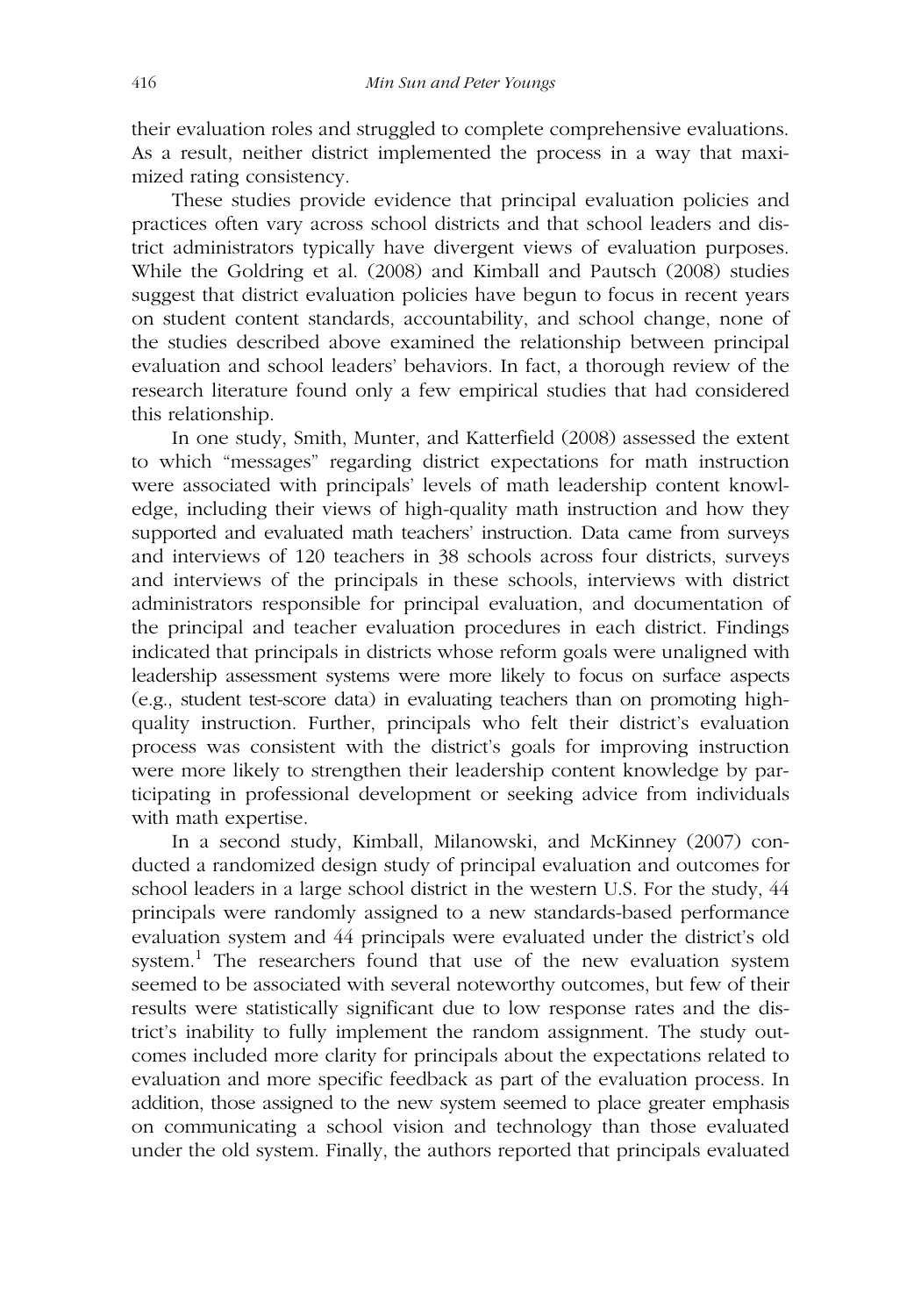their evaluation roles and struggled to complete comprehensive evaluations. As a result, neither district implemented the process in a way that maximized rating consistency.

These studies provide evidence that principal evaluation policies and practices often vary across school districts and that school leaders and district administrators typically have divergent views of evaluation purposes. While the Goldring et al. (2008) and Kimball and Pautsch (2008) studies suggest that district evaluation policies have begun to focus in recent years on student content standards, accountability, and school change, none of the studies described above examined the relationship between principal evaluation and school leaders' behaviors. In fact, a thorough review of the research literature found only a few empirical studies that had considered this relationship.

In one study, Smith, Munter, and Katterfield (2008) assessed the extent to which "messages" regarding district expectations for math instruction were associated with principals' levels of math leadership content knowledge, including their views of high-quality math instruction and how they supported and evaluated math teachers' instruction. Data came from surveys and interviews of 120 teachers in 38 schools across four districts, surveys and interviews of the principals in these schools, interviews with district administrators responsible for principal evaluation, and documentation of the principal and teacher evaluation procedures in each district. Findings indicated that principals in districts whose reform goals were unaligned with leadership assessment systems were more likely to focus on surface aspects (e.g., student test-score data) in evaluating teachers than on promoting high-quality instruction. Further, principals who felt their district's evaluation process was consistent with the district's goals for improving instruction were more likely to strengthen their leadership content knowledge by participating in professional development or seeking advice from individuals with math expertise.

In a second study, Kimball, Milanowski, and McKinney (2007) conducted a randomized design study of principal evaluation and outcomes for school leaders in a large school district in the western U.S. For the study, 44 principals were randomly assigned to a new standards-based performance evaluation system and 44 principals were evaluated under the district's old system.[1] The researchers found that use of the new evaluation system seemed to be associated with several noteworthy outcomes, but few of their results were statistically significant due to low response rates and the district's inability to fully implement the random assignment. The study outcomes included more clarity for principals about the expectations related to evaluation and more specific feedback as part of the evaluation process. In addition, those assigned to the new system seemed to place greater emphasis on communicating a school vision and technology than those evaluated under the old system. Finally, the authors reported that principals evaluated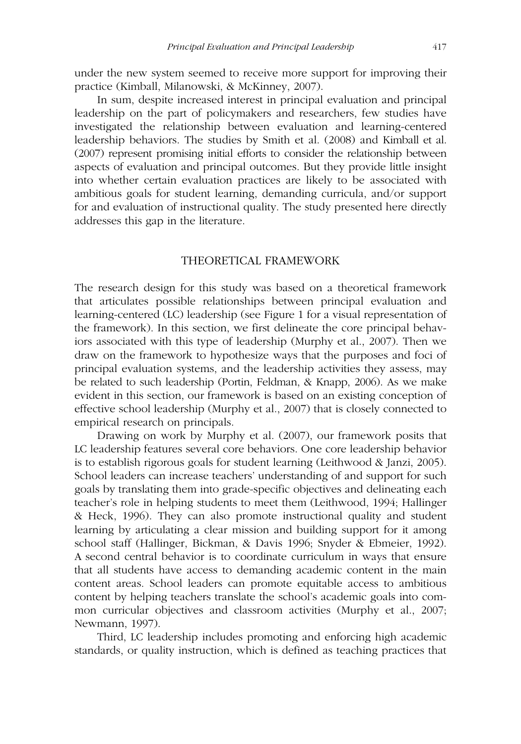under the new system seemed to receive more support for improving their practice (Kimball, Milanowski, & McKinney, 2007).

In sum, despite increased interest in principal evaluation and principal leadership on the part of policymakers and researchers, few studies have investigated the relationship between evaluation and learning-centered leadership behaviors. The studies by Smith et al. (2008) and Kimball et al. (2007) represent promising initial efforts to consider the relationship between aspects of evaluation and principal outcomes. But they provide little insight into whether certain evaluation practices are likely to be associated with ambitious goals for student learning, demanding curricula, and/or support for and evaluation of instructional quality. The study presented here directly addresses this gap in the literature.

## THEORETICAL FRAMEWORK

The research design for this study was based on a theoretical framework that articulates possible relationships between principal evaluation and learning-centered (LC) leadership (see Figure 1 for a visual representation of the framework). In this section, we first delineate the core principal behaviors associated with this type of leadership (Murphy et al., 2007). Then we draw on the framework to hypothesize ways that the purposes and foci of principal evaluation systems, and the leadership activities they assess, may be related to such leadership (Portin, Feldman, & Knapp, 2006). As we make evident in this section, our framework is based on an existing conception of effective school leadership (Murphy et al., 2007) that is closely connected to empirical research on principals.

Drawing on work by Murphy et al. (2007), our framework posits that LC leadership features several core behaviors. One core leadership behavior is to establish rigorous goals for student learning (Leithwood & Janzi, 2005). School leaders can increase teachers' understanding of and support for such goals by translating them into grade-specific objectives and delineating each teacher's role in helping students to meet them (Leithwood, 1994; Hallinger & Heck, 1996). They can also promote instructional quality and student learning by articulating a clear mission and building support for it among school staff (Hallinger, Bickman, & Davis 1996; Snyder & Ebmeier, 1992). A second central behavior is to coordinate curriculum in ways that ensure that all students have access to demanding academic content in the main content areas. School leaders can promote equitable access to ambitious content by helping teachers translate the school's academic goals into common curricular objectives and classroom activities (Murphy et al., 2007; Newmann, 1997).

Third, LC leadership includes promoting and enforcing high academic standards, or quality instruction, which is defined as teaching practices that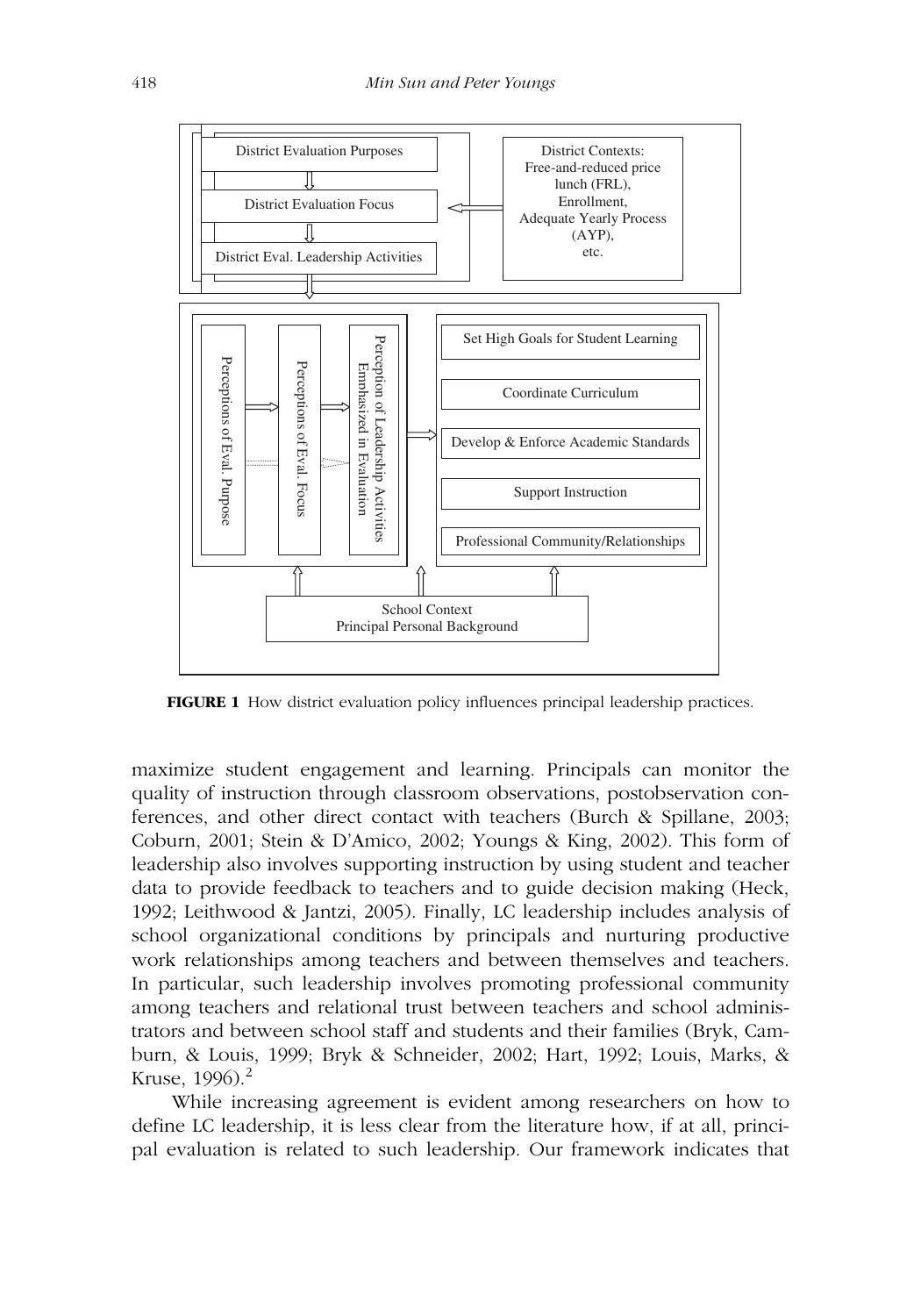**FIGURE 1** How district evaluation policy influences principal leadership practices.

maximize student engagement and learning. Principals can monitor the quality of instruction through classroom observations, postobservation conferences, and other direct contact with teachers (Burch & Spillane, 2003; Coburn, 2001; Stein & D'Amico, 2002; Youngs & King, 2002). This form of leadership also involves supporting instruction by using student and teacher data to provide feedback to teachers and to guide decision making (Heck, 1992; Leithwood & Jantzi, 2005). Finally, LC leadership includes analysis of school organizational conditions by principals and nurturing productive work relationships among teachers and between themselves and teachers. In particular, such leadership involves promoting professional community among teachers and relational trust between teachers and school administrators and between school staff and students and their families (Bryk, Camburn, & Louis, 1999; Bryk & Schneider, 2002; Hart, 1992; Louis, Marks, & Kruse, 1996).[2]

While increasing agreement is evident among researchers on how to define LC leadership, it is less clear from the literature how, if at all, principal evaluation is related to such leadership. Our framework indicates that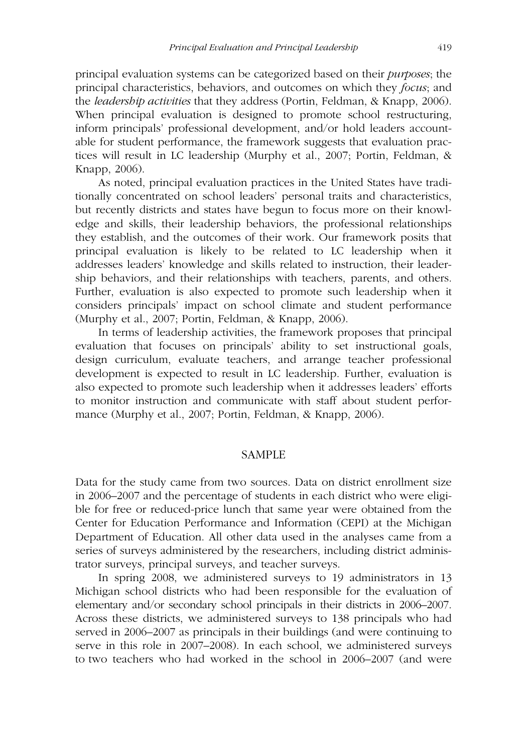principal evaluation systems can be categorized based on their *purposes*; the principal characteristics, behaviors, and outcomes on which they *focus*; and the *leadership activities* that they address (Portin, Feldman, & Knapp, 2006). When principal evaluation is designed to promote school restructuring, inform principals' professional development, and/or hold leaders accountable for student performance, the framework suggests that evaluation practices will result in LC leadership (Murphy et al., 2007; Portin, Feldman, & Knapp, 2006).

As noted, principal evaluation practices in the United States have traditionally concentrated on school leaders' personal traits and characteristics, but recently districts and states have begun to focus more on their knowledge and skills, their leadership behaviors, the professional relationships they establish, and the outcomes of their work. Our framework posits that principal evaluation is likely to be related to LC leadership when it addresses leaders' knowledge and skills related to instruction, their leadership behaviors, and their relationships with teachers, parents, and others. Further, evaluation is also expected to promote such leadership when it considers principals' impact on school climate and student performance (Murphy et al., 2007; Portin, Feldman, & Knapp, 2006).

In terms of leadership activities, the framework proposes that principal evaluation that focuses on principals' ability to set instructional goals, design curriculum, evaluate teachers, and arrange teacher professional development is expected to result in LC leadership. Further, evaluation is also expected to promote such leadership when it addresses leaders' efforts to monitor instruction and communicate with staff about student performance (Murphy et al., 2007; Portin, Feldman, & Knapp, 2006).

## SAMPLE

Data for the study came from two sources. Data on district enrollment size in 2006–2007 and the percentage of students in each district who were eligible for free or reduced-price lunch that same year were obtained from the Center for Education Performance and Information (CEPI) at the Michigan Department of Education. All other data used in the analyses came from a series of surveys administered by the researchers, including district administrator surveys, principal surveys, and teacher surveys.

In spring 2008, we administered surveys to 19 administrators in 13 Michigan school districts who had been responsible for the evaluation of elementary and/or secondary school principals in their districts in 2006–2007. Across these districts, we administered surveys to 138 principals who had served in 2006–2007 as principals in their buildings (and were continuing to serve in this role in 2007–2008). In each school, we administered surveys to two teachers who had worked in the school in 2006–2007 (and were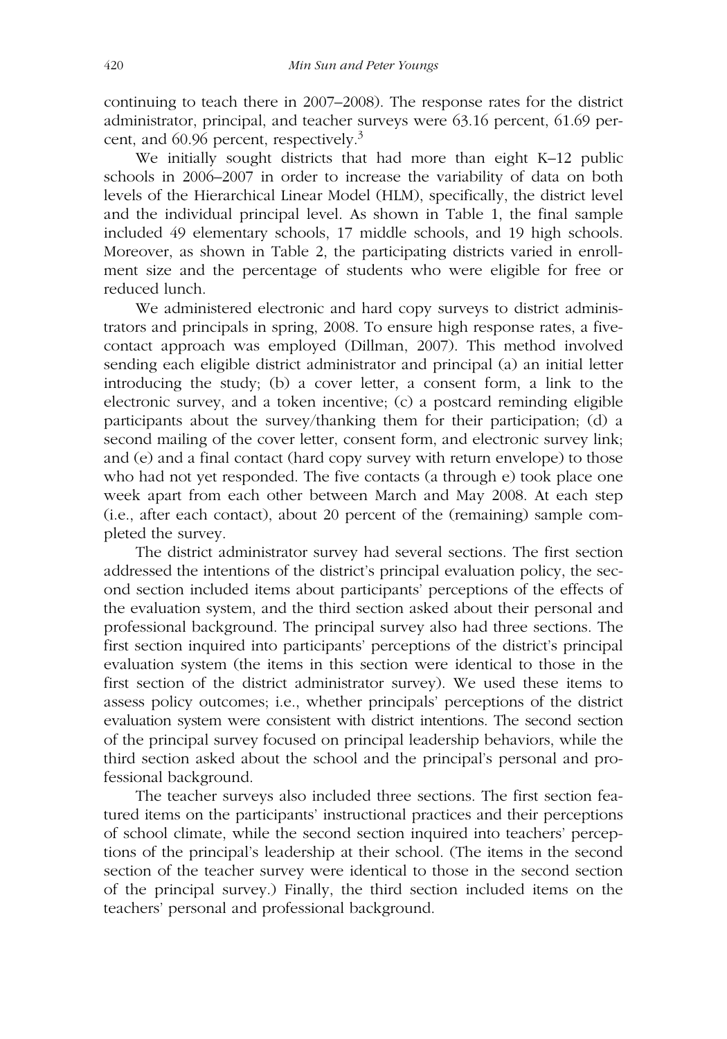continuing to teach there in 2007–2008). The response rates for the district administrator, principal, and teacher surveys were 63.16 percent, 61.69 percent, and 60.96 percent, respectively.[3]

We initially sought districts that had more than eight K–12 public schools in 2006–2007 in order to increase the variability of data on both levels of the Hierarchical Linear Model (HLM), specifically, the district level and the individual principal level. As shown in Table 1, the final sample included 49 elementary schools, 17 middle schools, and 19 high schools. Moreover, as shown in Table 2, the participating districts varied in enrollment size and the percentage of students who were eligible for free or reduced lunch.

We administered electronic and hard copy surveys to district administrators and principals in spring, 2008. To ensure high response rates, a five-contact approach was employed (Dillman, 2007). This method involved sending each eligible district administrator and principal (a) an initial letter introducing the study; (b) a cover letter, a consent form, a link to the electronic survey, and a token incentive; (c) a postcard reminding eligible participants about the survey/thanking them for their participation; (d) a second mailing of the cover letter, consent form, and electronic survey link; and (e) and a final contact (hard copy survey with return envelope) to those who had not yet responded. The five contacts (a through e) took place one week apart from each other between March and May 2008. At each step (i.e., after each contact), about 20 percent of the (remaining) sample completed the survey.

The district administrator survey had several sections. The first section addressed the intentions of the district's principal evaluation policy, the second section included items about participants' perceptions of the effects of the evaluation system, and the third section asked about their personal and professional background. The principal survey also had three sections. The first section inquired into participants' perceptions of the district's principal evaluation system (the items in this section were identical to those in the first section of the district administrator survey). We used these items to assess policy outcomes; i.e., whether principals' perceptions of the district evaluation system were consistent with district intentions. The second section of the principal survey focused on principal leadership behaviors, while the third section asked about the school and the principal's personal and professional background.

The teacher surveys also included three sections. The first section featured items on the participants' instructional practices and their perceptions of school climate, while the second section inquired into teachers' perceptions of the principal's leadership at their school. (The items in the second section of the teacher survey were identical to those in the second section of the principal survey.) Finally, the third section included items on the teachers' personal and professional background.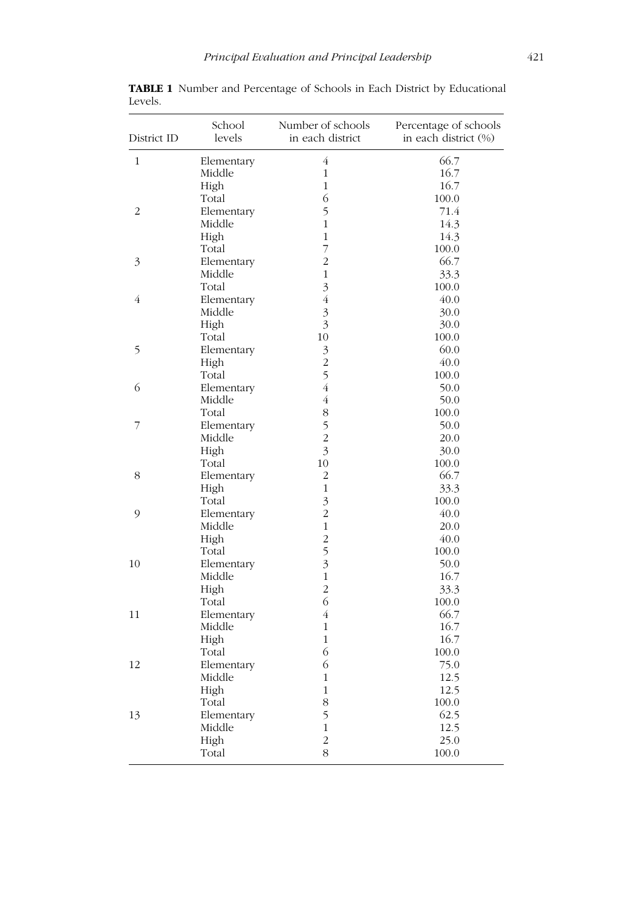**TABLE 1** Number and Percentage of Schools in Each District by Educational Levels.

| District ID | School levels | Number of schools in each district | Percentage of schools in each district (%) |
|---|---|---|---|
| 1 | Elementary | 4 | 66.7 |
| | Middle | 1 | 16.7 |
| | High | 1 | 16.7 |
| | Total | 6 | 100.0 |
| 2 | Elementary | 5 | 71.4 |
| | Middle | 1 | 14.3 |
| | High | 1 | 14.3 |
| | Total | 7 | 100.0 |
| 3 | Elementary | 2 | 66.7 |
| | Middle | 1 | 33.3 |
| | Total | 3 | 100.0 |
| 4 | Elementary | 4 | 40.0 |
| | Middle | 3 | 30.0 |
| | High | 3 | 30.0 |
| | Total | 10 | 100.0 |
| 5 | Elementary | 3 | 60.0 |
| | High | 2 | 40.0 |
| | Total | 5 | 100.0 |
| 6 | Elementary | 4 | 50.0 |
| | Middle | 4 | 50.0 |
| | Total | 8 | 100.0 |
| 7 | Elementary | 5 | 50.0 |
| | Middle | 2 | 20.0 |
| | High | 3 | 30.0 |
| | Total | 10 | 100.0 |
| 8 | Elementary | 2 | 66.7 |
| | High | 1 | 33.3 |
| | Total | 3 | 100.0 |
| 9 | Elementary | 2 | 40.0 |
| | Middle | 1 | 20.0 |
| | High | 2 | 40.0 |
| | Total | 5 | 100.0 |
| 10 | Elementary | 3 | 50.0 |
| | Middle | 1 | 16.7 |
| | High | 2 | 33.3 |
| | Total | 6 | 100.0 |
| 11 | Elementary | 4 | 66.7 |
| | Middle | 1 | 16.7 |
| | High | 1 | 16.7 |
| | Total | 6 | 100.0 |
| 12 | Elementary | 6 | 75.0 |
| | Middle | 1 | 12.5 |
| | High | 1 | 12.5 |
| | Total | 8 | 100.0 |
| 13 | Elementary | 5 | 62.5 |
| | Middle | 1 | 12.5 |
| | High | 2 | 25.0 |
| | Total | 8 | 100.0 |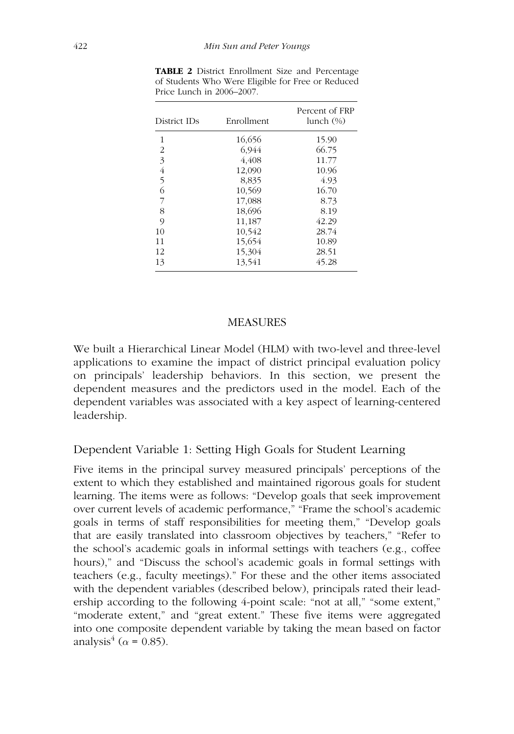**TABLE 2** District Enrollment Size and Percentage of Students Who Were Eligible for Free or Reduced Price Lunch in 2006–2007.

| District IDs | Enrollment | Percent of FRP lunch (%) |
|---|---|---|
| 1 | 16,656 | 15.90 |
| 2 | 6,944 | 66.75 |
| 3 | 4,408 | 11.77 |
| 4 | 12,090 | 10.96 |
| 5 | 8,835 | 4.93 |
| 6 | 10,569 | 16.70 |
| 7 | 17,088 | 8.73 |
| 8 | 18,696 | 8.19 |
| 9 | 11,187 | 42.29 |
| 10 | 10,542 | 28.74 |
| 11 | 15,654 | 10.89 |
| 12 | 15,304 | 28.51 |
| 13 | 13,541 | 45.28 |

## MEASURES

We built a Hierarchical Linear Model (HLM) with two-level and three-level applications to examine the impact of district principal evaluation policy on principals' leadership behaviors. In this section, we present the dependent measures and the predictors used in the model. Each of the dependent variables was associated with a key aspect of learning-centered leadership.

### Dependent Variable 1: Setting High Goals for Student Learning

Five items in the principal survey measured principals' perceptions of the extent to which they established and maintained rigorous goals for student learning. The items were as follows: "Develop goals that seek improvement over current levels of academic performance," "Frame the school's academic goals in terms of staff responsibilities for meeting them," "Develop goals that are easily translated into classroom objectives by teachers," "Refer to the school's academic goals in informal settings with teachers (e.g., coffee hours)," and "Discuss the school's academic goals in formal settings with teachers (e.g., faculty meetings)." For these and the other items associated with the dependent variables (described below), principals rated their leadership according to the following 4-point scale: "not at all," "some extent," "moderate extent," and "great extent." These five items were aggregated into one composite dependent variable by taking the mean based on factor analysis[4] ($\alpha$ = 0.85).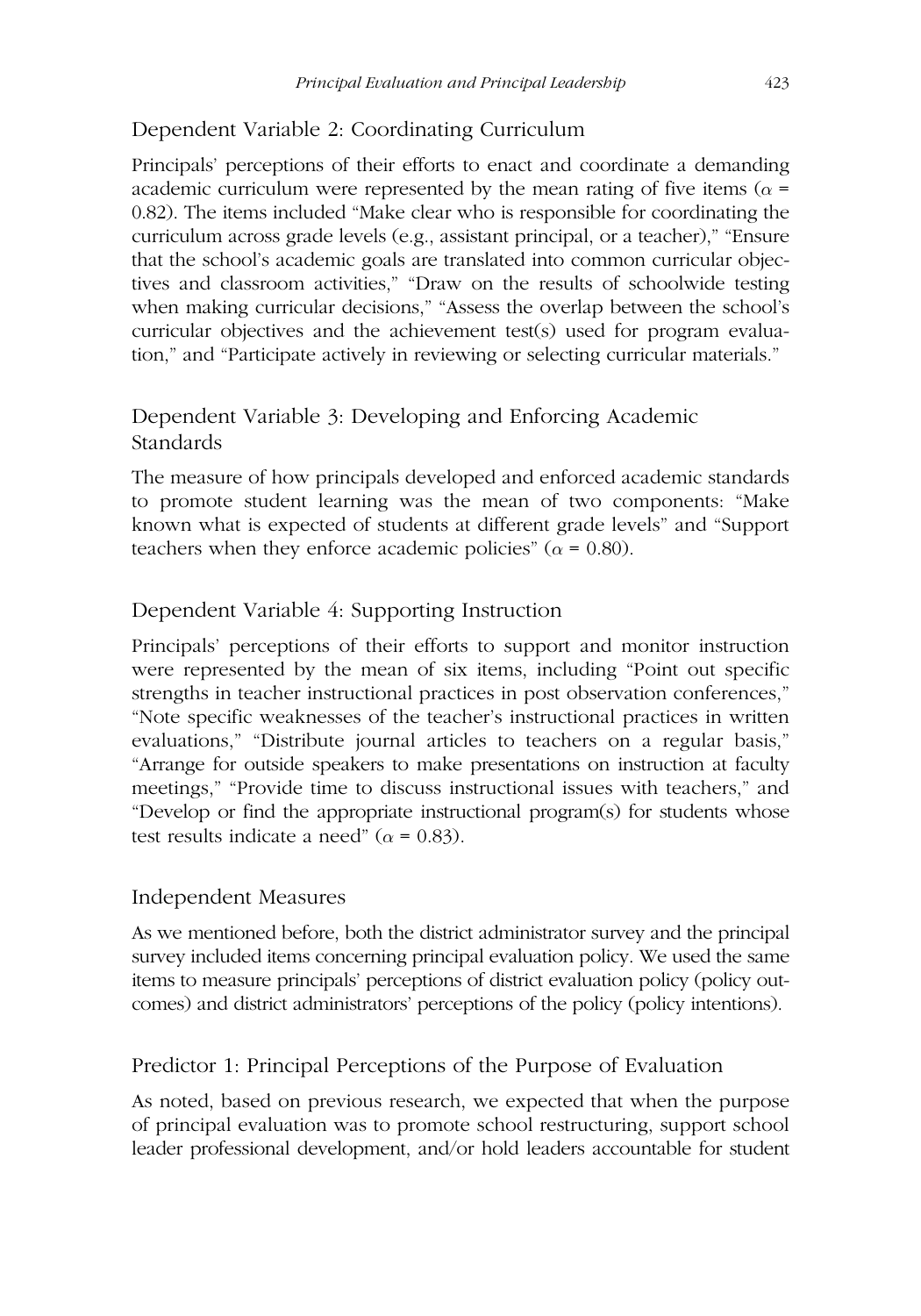## Dependent Variable 2: Coordinating Curriculum

Principals' perceptions of their efforts to enact and coordinate a demanding academic curriculum were represented by the mean rating of five items ($\alpha$ = 0.82). The items included "Make clear who is responsible for coordinating the curriculum across grade levels (e.g., assistant principal, or a teacher)," "Ensure that the school's academic goals are translated into common curricular objectives and classroom activities," "Draw on the results of schoolwide testing when making curricular decisions," "Assess the overlap between the school's curricular objectives and the achievement test(s) used for program evaluation," and "Participate actively in reviewing or selecting curricular materials."

## Dependent Variable 3: Developing and Enforcing Academic Standards

The measure of how principals developed and enforced academic standards to promote student learning was the mean of two components: "Make known what is expected of students at different grade levels" and "Support teachers when they enforce academic policies" ($\alpha$ = 0.80).

## Dependent Variable 4: Supporting Instruction

Principals' perceptions of their efforts to support and monitor instruction were represented by the mean of six items, including "Point out specific strengths in teacher instructional practices in post observation conferences," "Note specific weaknesses of the teacher's instructional practices in written evaluations," "Distribute journal articles to teachers on a regular basis," "Arrange for outside speakers to make presentations on instruction at faculty meetings," "Provide time to discuss instructional issues with teachers," and "Develop or find the appropriate instructional program(s) for students whose test results indicate a need" ($\alpha$ = 0.83).

## Independent Measures

As we mentioned before, both the district administrator survey and the principal survey included items concerning principal evaluation policy. We used the same items to measure principals' perceptions of district evaluation policy (policy outcomes) and district administrators' perceptions of the policy (policy intentions).

## Predictor 1: Principal Perceptions of the Purpose of Evaluation

As noted, based on previous research, we expected that when the purpose of principal evaluation was to promote school restructuring, support school leader professional development, and/or hold leaders accountable for student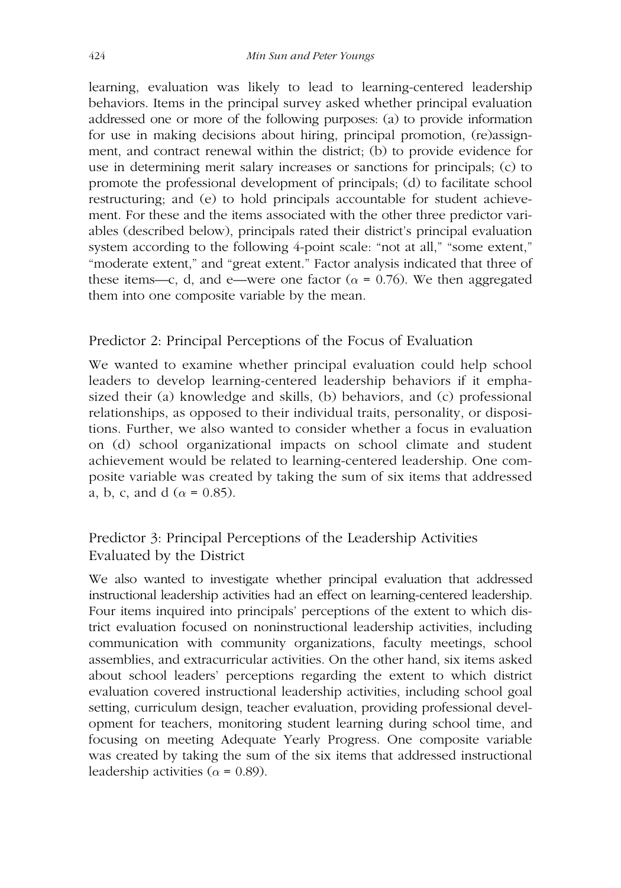learning, evaluation was likely to lead to learning-centered leadership behaviors. Items in the principal survey asked whether principal evaluation addressed one or more of the following purposes: (a) to provide information for use in making decisions about hiring, principal promotion, (re)assignment, and contract renewal within the district; (b) to provide evidence for use in determining merit salary increases or sanctions for principals; (c) to promote the professional development of principals; (d) to facilitate school restructuring; and (e) to hold principals accountable for student achievement. For these and the items associated with the other three predictor variables (described below), principals rated their district's principal evaluation system according to the following 4-point scale: "not at all," "some extent," "moderate extent," and "great extent." Factor analysis indicated that three of these items—c, d, and e—were one factor ($\alpha$ = 0.76). We then aggregated them into one composite variable by the mean.

## Predictor 2: Principal Perceptions of the Focus of Evaluation

We wanted to examine whether principal evaluation could help school leaders to develop learning-centered leadership behaviors if it emphasized their (a) knowledge and skills, (b) behaviors, and (c) professional relationships, as opposed to their individual traits, personality, or dispositions. Further, we also wanted to consider whether a focus in evaluation on (d) school organizational impacts on school climate and student achievement would be related to learning-centered leadership. One composite variable was created by taking the sum of six items that addressed a, b, c, and d ($\alpha$ = 0.85).

## Predictor 3: Principal Perceptions of the Leadership Activities Evaluated by the District

We also wanted to investigate whether principal evaluation that addressed instructional leadership activities had an effect on learning-centered leadership. Four items inquired into principals' perceptions of the extent to which district evaluation focused on noninstructional leadership activities, including communication with community organizations, faculty meetings, school assemblies, and extracurricular activities. On the other hand, six items asked about school leaders' perceptions regarding the extent to which district evaluation covered instructional leadership activities, including school goal setting, curriculum design, teacher evaluation, providing professional development for teachers, monitoring student learning during school time, and focusing on meeting Adequate Yearly Progress. One composite variable was created by taking the sum of the six items that addressed instructional leadership activities ($\alpha$ = 0.89).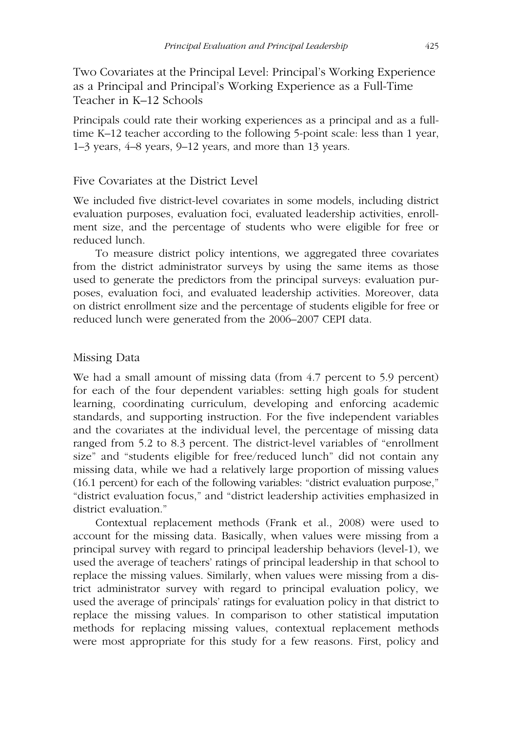### Two Covariates at the Principal Level: Principal's Working Experience as a Principal and Principal's Working Experience as a Full-Time Teacher in K–12 Schools

Principals could rate their working experiences as a principal and as a full-time K–12 teacher according to the following 5-point scale: less than 1 year, 1–3 years, 4–8 years, 9–12 years, and more than 13 years.

### Five Covariates at the District Level

We included five district-level covariates in some models, including district evaluation purposes, evaluation foci, evaluated leadership activities, enrollment size, and the percentage of students who were eligible for free or reduced lunch.

To measure district policy intentions, we aggregated three covariates from the district administrator surveys by using the same items as those used to generate the predictors from the principal surveys: evaluation purposes, evaluation foci, and evaluated leadership activities. Moreover, data on district enrollment size and the percentage of students eligible for free or reduced lunch were generated from the 2006–2007 CEPI data.

### Missing Data

We had a small amount of missing data (from 4.7 percent to 5.9 percent) for each of the four dependent variables: setting high goals for student learning, coordinating curriculum, developing and enforcing academic standards, and supporting instruction. For the five independent variables and the covariates at the individual level, the percentage of missing data ranged from 5.2 to 8.3 percent. The district-level variables of "enrollment size" and "students eligible for free/reduced lunch" did not contain any missing data, while we had a relatively large proportion of missing values (16.1 percent) for each of the following variables: "district evaluation purpose," "district evaluation focus," and "district leadership activities emphasized in district evaluation."

Contextual replacement methods (Frank et al., 2008) were used to account for the missing data. Basically, when values were missing from a principal survey with regard to principal leadership behaviors (level-1), we used the average of teachers' ratings of principal leadership in that school to replace the missing values. Similarly, when values were missing from a district administrator survey with regard to principal evaluation policy, we used the average of principals' ratings for evaluation policy in that district to replace the missing values. In comparison to other statistical imputation methods for replacing missing values, contextual replacement methods were most appropriate for this study for a few reasons. First, policy and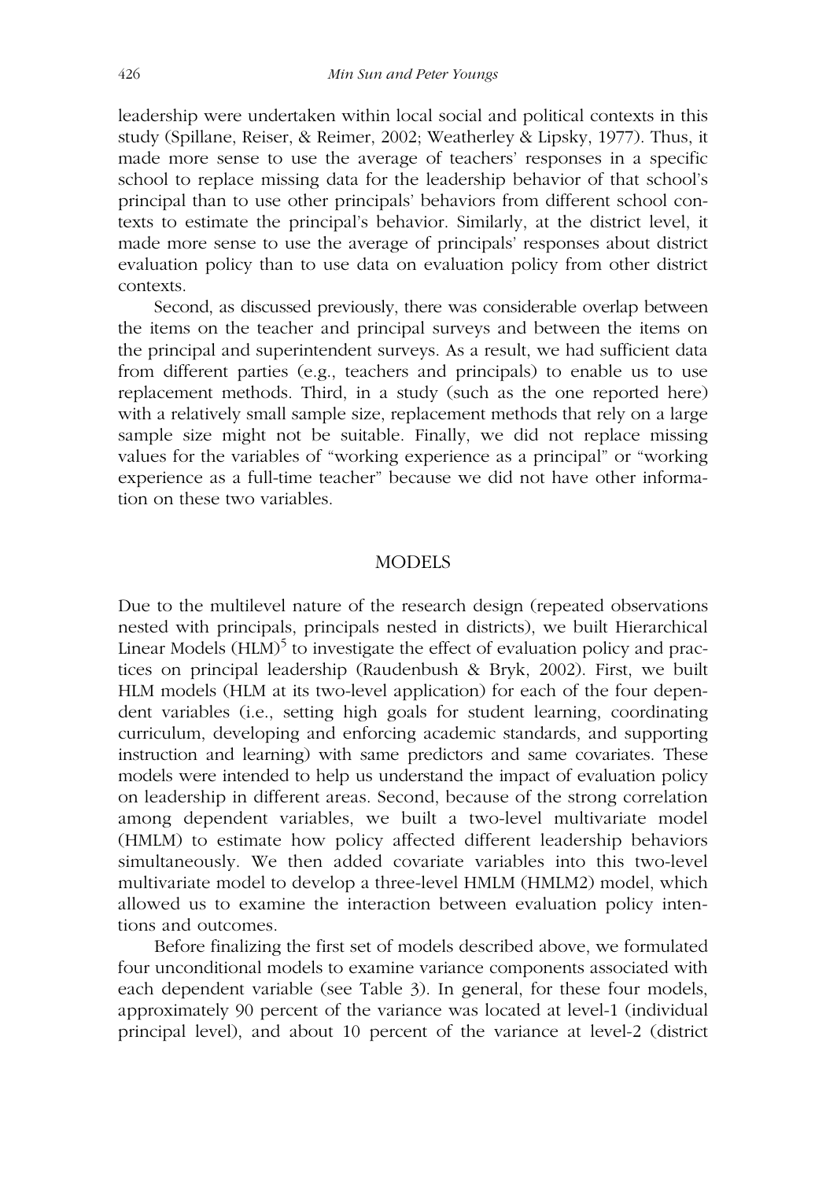leadership were undertaken within local social and political contexts in this study (Spillane, Reiser, & Reimer, 2002; Weatherley & Lipsky, 1977). Thus, it made more sense to use the average of teachers' responses in a specific school to replace missing data for the leadership behavior of that school's principal than to use other principals' behaviors from different school contexts to estimate the principal's behavior. Similarly, at the district level, it made more sense to use the average of principals' responses about district evaluation policy than to use data on evaluation policy from other district contexts.

Second, as discussed previously, there was considerable overlap between the items on the teacher and principal surveys and between the items on the principal and superintendent surveys. As a result, we had sufficient data from different parties (e.g., teachers and principals) to enable us to use replacement methods. Third, in a study (such as the one reported here) with a relatively small sample size, replacement methods that rely on a large sample size might not be suitable. Finally, we did not replace missing values for the variables of "working experience as a principal" or "working experience as a full-time teacher" because we did not have other information on these two variables.

## MODELS

Due to the multilevel nature of the research design (repeated observations nested with principals, principals nested in districts), we built Hierarchical Linear Models (HLM)[5] to investigate the effect of evaluation policy and practices on principal leadership (Raudenbush & Bryk, 2002). First, we built HLM models (HLM at its two-level application) for each of the four dependent variables (i.e., setting high goals for student learning, coordinating curriculum, developing and enforcing academic standards, and supporting instruction and learning) with same predictors and same covariates. These models were intended to help us understand the impact of evaluation policy on leadership in different areas. Second, because of the strong correlation among dependent variables, we built a two-level multivariate model (HMLM) to estimate how policy affected different leadership behaviors simultaneously. We then added covariate variables into this two-level multivariate model to develop a three-level HMLM (HMLM2) model, which allowed us to examine the interaction between evaluation policy intentions and outcomes.

Before finalizing the first set of models described above, we formulated four unconditional models to examine variance components associated with each dependent variable (see Table 3). In general, for these four models, approximately 90 percent of the variance was located at level-1 (individual principal level), and about 10 percent of the variance at level-2 (district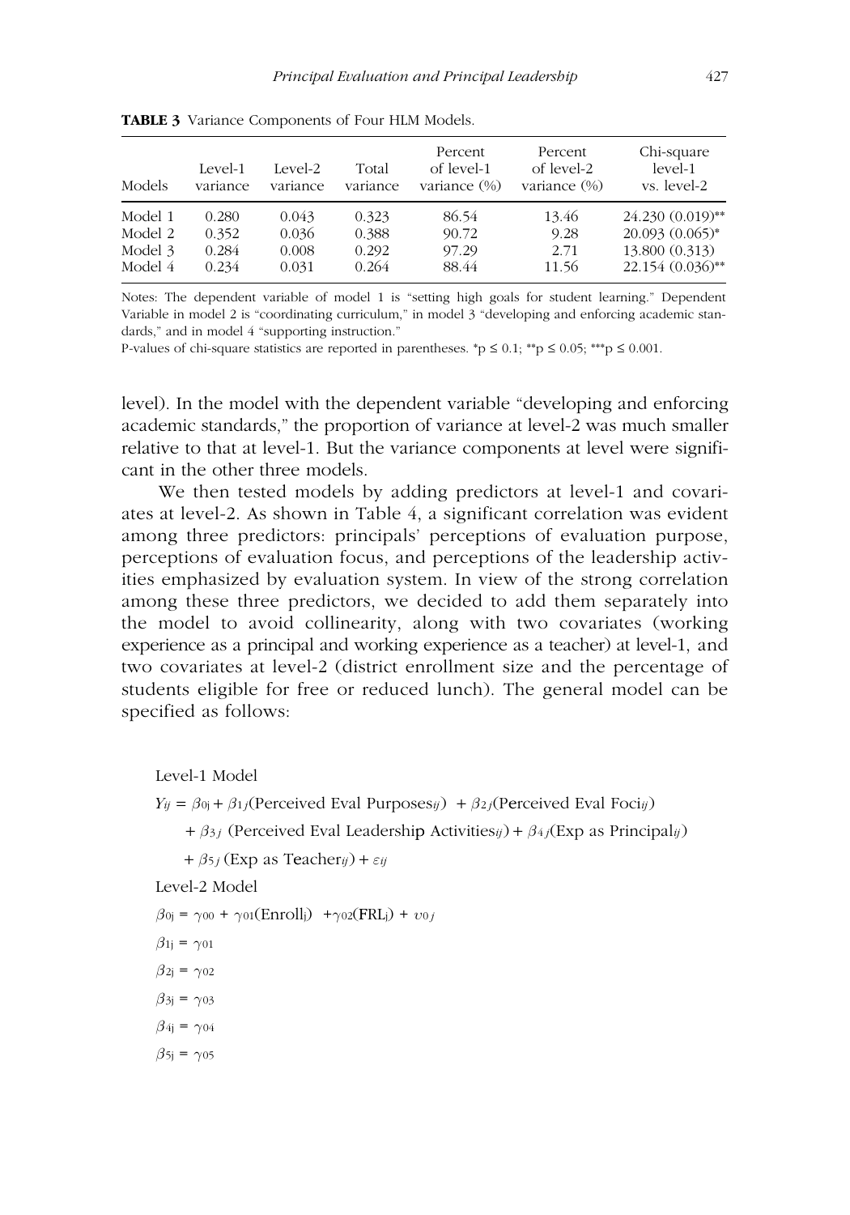**TABLE 3** Variance Components of Four HLM Models.

| Models | Level-1 variance | Level-2 variance | Total variance | Percent of level-1 variance (%) | Percent of level-2 variance (%) | Chi-square level-1 vs. level-2 |
|---|---|---|---|---|---|---|
| Model 1 | 0.280 | 0.043 | 0.323 | 86.54 | 13.46 | 24.230 (0.019)** |
| Model 2 | 0.352 | 0.036 | 0.388 | 90.72 | 9.28 | 20.093 (0.065)* |
| Model 3 | 0.284 | 0.008 | 0.292 | 97.29 | 2.71 | 13.800 (0.313) |
| Model 4 | 0.234 | 0.031 | 0.264 | 88.44 | 11.56 | 22.154 (0.036)** |

Notes: The dependent variable of model 1 is "setting high goals for student learning." Dependent Variable in model 2 is "coordinating curriculum," in model 3 "developing and enforcing academic standards," and in model 4 "supporting instruction."

P-values of chi-square statistics are reported in parentheses. *$p \leq 0.1$; **$p \leq 0.05$; ***$p \leq 0.001$.

level). In the model with the dependent variable "developing and enforcing academic standards," the proportion of variance at level-2 was much smaller relative to that at level-1. But the variance components at level were significant in the other three models.

We then tested models by adding predictors at level-1 and covariates at level-2. As shown in Table 4, a significant correlation was evident among three predictors: principals' perceptions of evaluation purpose, perceptions of evaluation focus, and perceptions of the leadership activities emphasized by evaluation system. In view of the strong correlation among these three predictors, we decided to add them separately into the model to avoid collinearity, along with two covariates (working experience as a principal and working experience as a teacher) at level-1, and two covariates at level-2 (district enrollment size and the percentage of students eligible for free or reduced lunch). The general model can be specified as follows:

Level-1 Model

$Y_{ij} = \beta_{0j} + \beta_{1j}(\text{Perceived Eval Purposes}_{ij}) + \beta_{2j}(\text{Perceived Eval Foci}_{ij})$

$+ \beta_{3j}$ (Perceived Eval Leadership Activities$_{ij}$) $+ \beta_{4j}$(Exp as Principal$_{ij}$)

$+ \beta_{5j}$ (Exp as Teacher$_{ij}$) $+ \varepsilon_{ij}$

Level-2 Model

$\beta_{0j} = \gamma_{00} + \gamma_{01}(\text{Enroll}_j) + \gamma_{02}(\text{FRL}_j) + \upsilon_{0j}$

$\beta_{1j} = \gamma_{01}$

$\beta_{2j} = \gamma_{02}$

$\beta_{3j} = \gamma_{03}$

$\beta_{4j} = \gamma_{04}$

$\beta_{5j} = \gamma_{05}$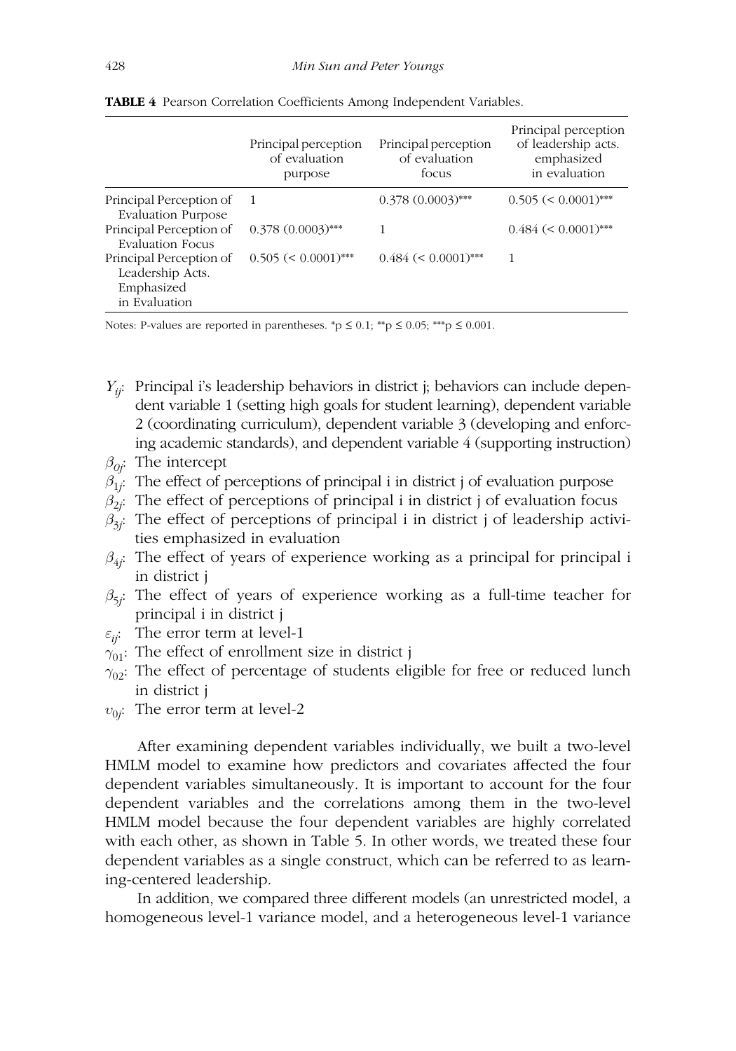**TABLE 4** Pearson Correlation Coefficients Among Independent Variables.

| | Principal perception of evaluation purpose | Principal perception of evaluation focus | Principal perception of leadership acts. emphasized in evaluation |
|---|---|---|---|
| Principal Perception of Evaluation Purpose | 1 | 0.378 (0.0003)*** | 0.505 (< 0.0001)*** |
| Principal Perception of Evaluation Focus | 0.378 (0.0003)*** | 1 | 0.484 (< 0.0001)*** |
| Principal Perception of Leadership Acts. Emphasized in Evaluation | 0.505 (< 0.0001)*** | 0.484 (< 0.0001)*** | 1 |

Notes: P-values are reported in parentheses. *p ≤ 0.1; **p ≤ 0.05; ***p ≤ 0.001.

- $Y_{ij}$: Principal i's leadership behaviors in district j; behaviors can include dependent variable 1 (setting high goals for student learning), dependent variable 2 (coordinating curriculum), dependent variable 3 (developing and enforcing academic standards), and dependent variable 4 (supporting instruction)
- $\beta_{0j}$: The intercept
- $\beta_{1j}$: The effect of perceptions of principal i in district j of evaluation purpose
- $\beta_{2j}$: The effect of perceptions of principal i in district j of evaluation focus
- $\beta_{3j}$: The effect of perceptions of principal i in district j of leadership activities emphasized in evaluation
- $\beta_{4j}$: The effect of years of experience working as a principal for principal i in district j
- $\beta_{5j}$: The effect of years of experience working as a full-time teacher for principal i in district j
- $\varepsilon_{ij}$: The error term at level-1
- $\gamma_{01}$: The effect of enrollment size in district j
- $\gamma_{02}$: The effect of percentage of students eligible for free or reduced lunch in district j
- $\upsilon_{0j}$: The error term at level-2

After examining dependent variables individually, we built a two-level HMLM model to examine how predictors and covariates affected the four dependent variables simultaneously. It is important to account for the four dependent variables and the correlations among them in the two-level HMLM model because the four dependent variables are highly correlated with each other, as shown in Table 5. In other words, we treated these four dependent variables as a single construct, which can be referred to as learning-centered leadership.

In addition, we compared three different models (an unrestricted model, a homogeneous level-1 variance model, and a heterogeneous level-1 variance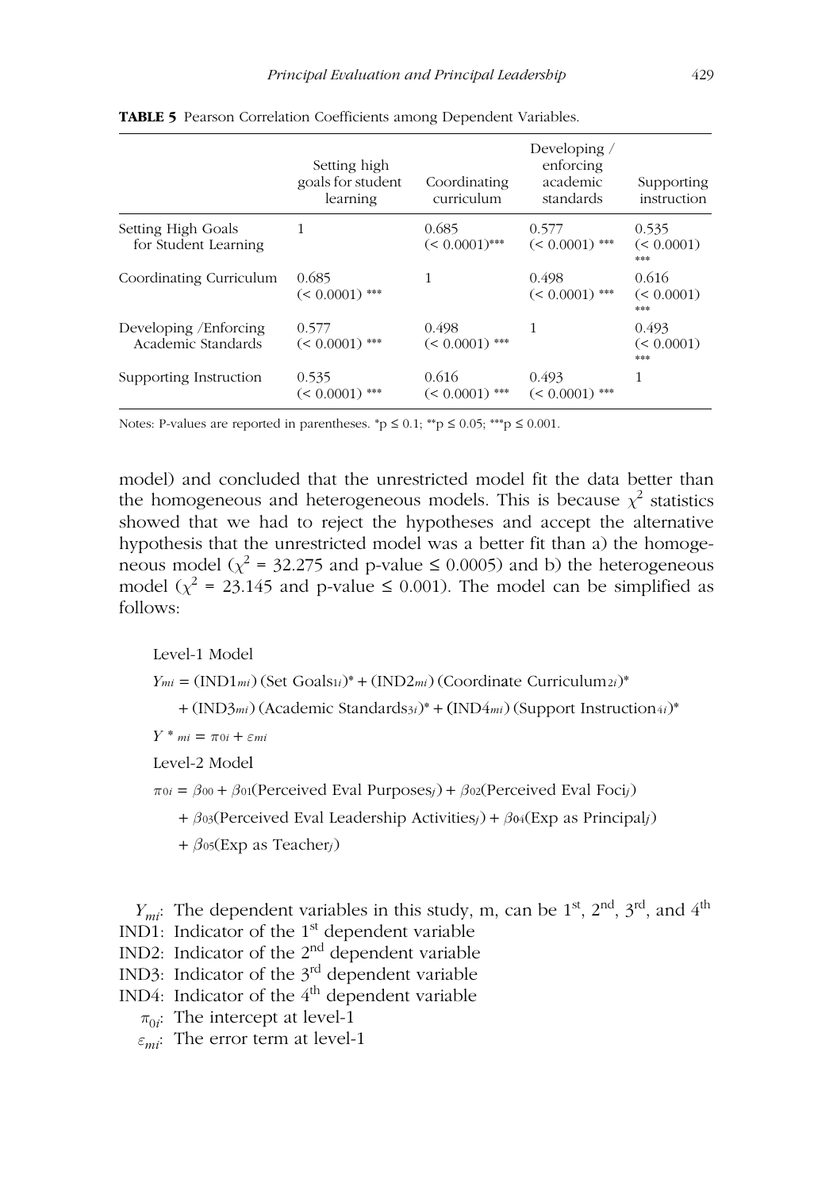**TABLE 5** Pearson Correlation Coefficients among Dependent Variables.

| | Setting high goals for student learning | Coordinating curriculum | Developing / enforcing academic standards | Supporting instruction |
|---|---|---|---|---|
| Setting High Goals for Student Learning | 1 | 0.685 (< 0.0001)*** | 0.577 (< 0.0001) *** | 0.535 (< 0.0001) *** |
| Coordinating Curriculum | 0.685 (< 0.0001) *** | 1 | 0.498 (< 0.0001) *** | 0.616 (< 0.0001) *** |
| Developing /Enforcing Academic Standards | 0.577 (< 0.0001) *** | 0.498 (< 0.0001) *** | 1 | 0.493 (< 0.0001) *** |
| Supporting Instruction | 0.535 (< 0.0001) *** | 0.616 (< 0.0001) *** | 0.493 (< 0.0001) *** | 1 |

Notes: P-values are reported in parentheses. *p ≤ 0.1; **p ≤ 0.05; ***p ≤ 0.001.

model) and concluded that the unrestricted model fit the data better than the homogeneous and heterogeneous models. This is because $\chi^2$ statistics showed that we had to reject the hypotheses and accept the alternative hypothesis that the unrestricted model was a better fit than a) the homogeneous model ($\chi^2$ = 32.275 and p-value ≤ 0.0005) and b) the heterogeneous model ($\chi^2$ = 23.145 and p-value ≤ 0.001). The model can be simplified as follows:

Level-1 Model

$$Y_{mi} = (\text{IND1}_{mi})(\text{Set Goals}_{1i})^* + (\text{IND2}_{mi})(\text{Coordinate Curriculum}_{2i})^*$$

$$+ (\text{IND3}_{mi})(\text{Academic Standards}_{3i})^* + (\text{IND4}_{mi})(\text{Support Instruction}_{4i})^*$$

$$Y^*_{mi} = \pi_{0i} + \varepsilon_{mi}$$

Level-2 Model

$$\pi_{0i} = \beta_{00} + \beta_{01}(\text{Perceived Eval Purposes}_j) + \beta_{02}(\text{Perceived Eval Foci}_j)$$

$$+ \beta_{03}(\text{Perceived Eval Leadership Activities}_j) + \beta_{04}(\text{Exp as Principal}_j)$$

$$+ \beta_{05}(\text{Exp as Teacher}_j)$$

$Y_{mi}$: The dependent variables in this study, m, can be 1st, 2nd, 3rd, and 4th
IND1: Indicator of the 1st dependent variable
IND2: Indicator of the 2nd dependent variable
IND3: Indicator of the 3rd dependent variable
IND4: Indicator of the 4th dependent variable
$\pi_{0i}$: The intercept at level-1
$\varepsilon_{mi}$: The error term at level-1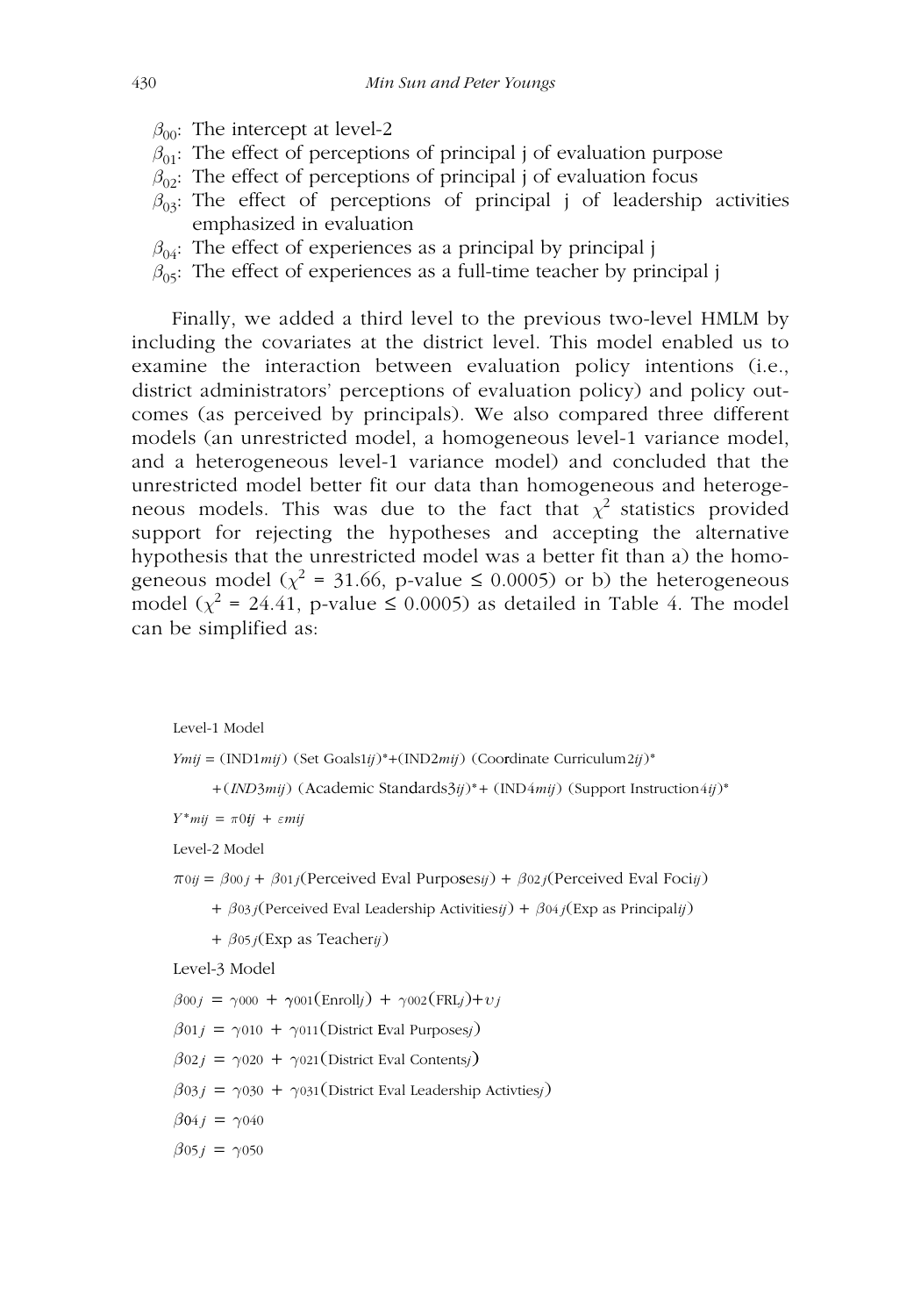- $\beta_{00}$: The intercept at level-2
- $\beta_{01}$: The effect of perceptions of principal j of evaluation purpose
- $\beta_{02}$: The effect of perceptions of principal j of evaluation focus
- $\beta_{03}$: The effect of perceptions of principal j of leadership activities emphasized in evaluation
- $\beta_{04}$: The effect of experiences as a principal by principal j
- $\beta_{05}$: The effect of experiences as a full-time teacher by principal j

Finally, we added a third level to the previous two-level HMLM by including the covariates at the district level. This model enabled us to examine the interaction between evaluation policy intentions (i.e., district administrators' perceptions of evaluation policy) and policy outcomes (as perceived by principals). We also compared three different models (an unrestricted model, a homogeneous level-1 variance model, and a heterogeneous level-1 variance model) and concluded that the unrestricted model better fit our data than homogeneous and heterogeneous models. This was due to the fact that $\chi^2$ statistics provided support for rejecting the hypotheses and accepting the alternative hypothesis that the unrestricted model was a better fit than a) the homogeneous model ($\chi^2$ = 31.66, p-value ≤ 0.0005) or b) the heterogeneous model ($\chi^2$ = 24.41, p-value ≤ 0.0005) as detailed in Table 4. The model can be simplified as:

Level-1 Model

$$Y_{mij} = (IND1_{mij})\,(\text{Set Goals}1_{ij})^{*} + (IND2_{mij})\,(\text{Coordinate Curriculum}2_{ij})^{*}$$
$$+ (IND3_{mij})\,(\text{Academic Standards}3_{ij})^{*} + (IND4_{mij})\,(\text{Support Instruction}4_{ij})^{*}$$

$$Y^{*}_{mij} = \pi_{0ij} + \varepsilon_{mij}$$

Level-2 Model

$$\pi_{0ij} = \beta_{00j} + \beta_{01j}(\text{Perceived Eval Purposes}_{ij}) + \beta_{02j}(\text{Perceived Eval Foci}_{ij})$$
$$+ \beta_{03j}(\text{Perceived Eval Leadership Activities}_{ij}) + \beta_{04j}(\text{Exp as Principal}_{ij})$$
$$+ \beta_{05j}(\text{Exp as Teacher}_{ij})$$

Level-3 Model

$$\beta_{00j} = \gamma_{000} + \gamma_{001}(\text{Enroll}_j) + \gamma_{002}(\text{FRL}_j) + \upsilon_j$$

$$\beta_{01j} = \gamma_{010} + \gamma_{011}(\text{District Eval Purposes}_j)$$

$$\beta_{02j} = \gamma_{020} + \gamma_{021}(\text{District Eval Contents}_j)$$

$$\beta_{03j} = \gamma_{030} + \gamma_{031}(\text{District Eval Leadership Activties}_j)$$

$$\beta_{04j} = \gamma_{040}$$

$$\beta_{05j} = \gamma_{050}$$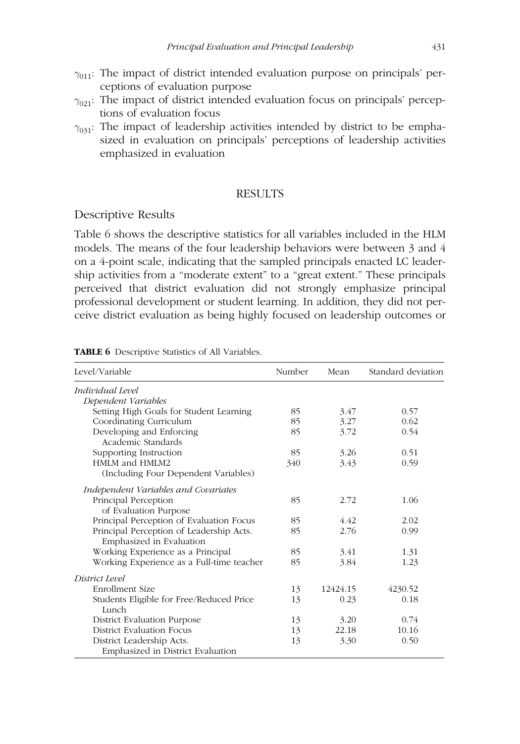- $\gamma_{011}$: The impact of district intended evaluation purpose on principals' perceptions of evaluation purpose
- $\gamma_{021}$: The impact of district intended evaluation focus on principals' perceptions of evaluation focus
- $\gamma_{031}$: The impact of leadership activities intended by district to be emphasized in evaluation on principals' perceptions of leadership activities emphasized in evaluation

## RESULTS

### Descriptive Results

Table 6 shows the descriptive statistics for all variables included in the HLM models. The means of the four leadership behaviors were between 3 and 4 on a 4-point scale, indicating that the sampled principals enacted LC leadership activities from a "moderate extent" to a "great extent." These principals perceived that district evaluation did not strongly emphasize principal professional development or student learning. In addition, they did not perceive district evaluation as being highly focused on leadership outcomes or

**TABLE 6** Descriptive Statistics of All Variables.

| Level/Variable | Number | Mean | Standard deviation |
|---|---|---|---|
| *Individual Level* | | | |
| *Dependent Variables* | | | |
| Setting High Goals for Student Learning | 85 | 3.47 | 0.57 |
| Coordinating Curriculum | 85 | 3.27 | 0.62 |
| Developing and Enforcing Academic Standards | 85 | 3.72 | 0.54 |
| Supporting Instruction | 85 | 3.26 | 0.51 |
| HMLM and HMLM2 (Including Four Dependent Variables) | 340 | 3.43 | 0.59 |
| *Independent Variables and Covariates* | | | |
| Principal Perception of Evaluation Purpose | 85 | 2.72 | 1.06 |
| Principal Perception of Evaluation Focus | 85 | 4.42 | 2.02 |
| Principal Perception of Leadership Acts. Emphasized in Evaluation | 85 | 2.76 | 0.99 |
| Working Experience as a Principal | 85 | 3.41 | 1.31 |
| Working Experience as a Full-time teacher | 85 | 3.84 | 1.23 |
| *District Level* | | | |
| Enrollment Size | 13 | 12424.15 | 4230.52 |
| Students Eligible for Free/Reduced Price Lunch | 13 | 0.23 | 0.18 |
| District Evaluation Purpose | 13 | 3.20 | 0.74 |
| District Evaluation Focus | 13 | 22.18 | 10.16 |
| District Leadership Acts. Emphasized in District Evaluation | 13 | 3.30 | 0.50 |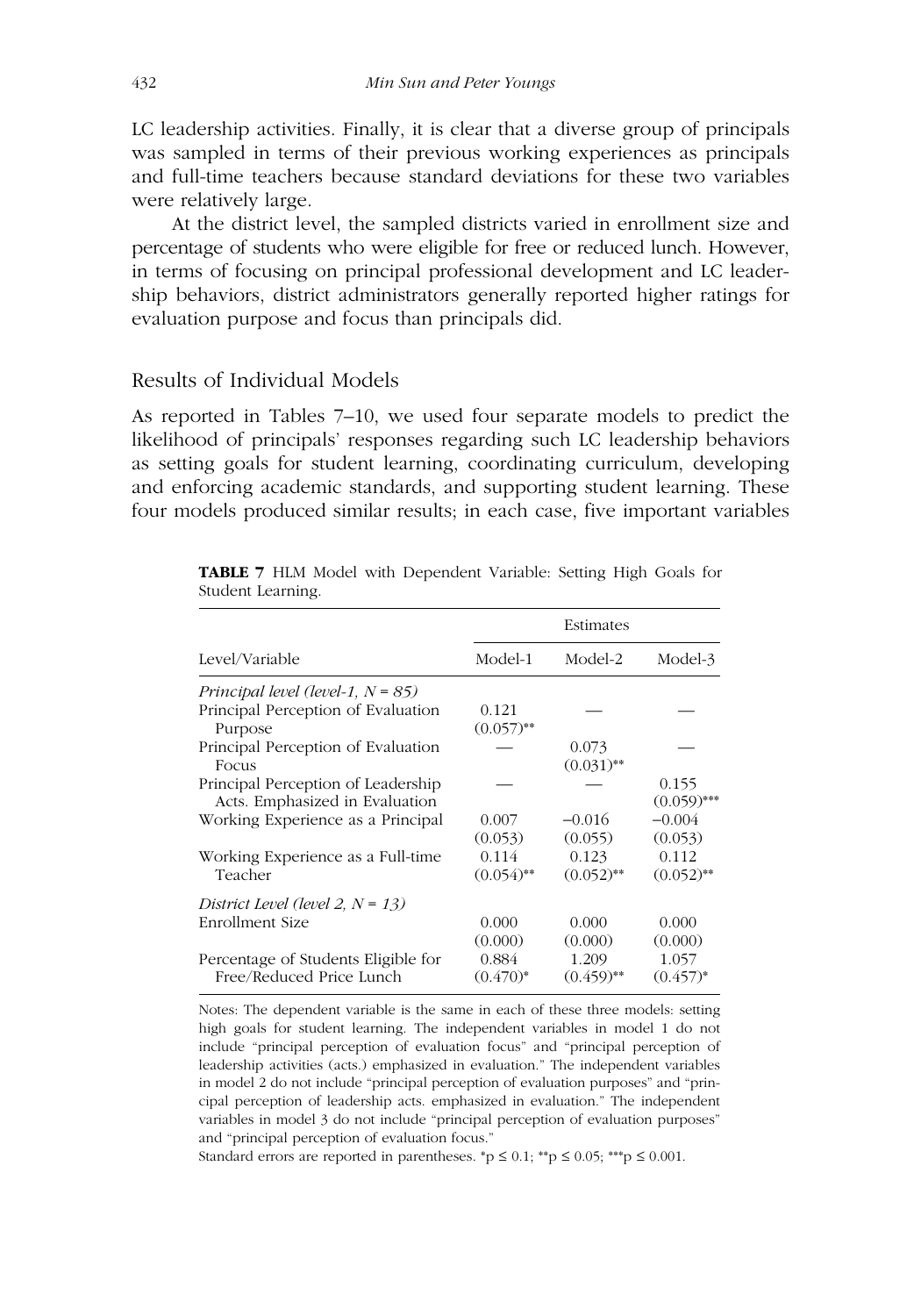LC leadership activities. Finally, it is clear that a diverse group of principals was sampled in terms of their previous working experiences as principals and full-time teachers because standard deviations for these two variables were relatively large.

At the district level, the sampled districts varied in enrollment size and percentage of students who were eligible for free or reduced lunch. However, in terms of focusing on principal professional development and LC leadership behaviors, district administrators generally reported higher ratings for evaluation purpose and focus than principals did.

## Results of Individual Models

As reported in Tables 7–10, we used four separate models to predict the likelihood of principals' responses regarding such LC leadership behaviors as setting goals for student learning, coordinating curriculum, developing and enforcing academic standards, and supporting student learning. These four models produced similar results; in each case, five important variables

**TABLE 7** HLM Model with Dependent Variable: Setting High Goals for Student Learning.

| | Estimates | | |
|---|---|---|---|
| Level/Variable | Model-1 | Model-2 | Model-3 |
| *Principal level (level-1, N = 85)* | | | |
| Principal Perception of Evaluation Purpose | 0.121 (0.057)** | — | — |
| Principal Perception of Evaluation Focus | — | 0.073 (0.031)** | — |
| Principal Perception of Leadership Acts. Emphasized in Evaluation | — | — | 0.155 (0.059)*** |
| Working Experience as a Principal | 0.007 (0.053) | −0.016 (0.055) | −0.004 (0.053) |
| Working Experience as a Full-time Teacher | 0.114 (0.054)** | 0.123 (0.052)** | 0.112 (0.052)** |
| *District Level (level 2, N = 13)* | | | |
| Enrollment Size | 0.000 (0.000) | 0.000 (0.000) | 0.000 (0.000) |
| Percentage of Students Eligible for Free/Reduced Price Lunch | 0.884 (0.470)* | 1.209 (0.459)** | 1.057 (0.457)* |

Notes: The dependent variable is the same in each of these three models: setting high goals for student learning. The independent variables in model 1 do not include "principal perception of evaluation focus" and "principal perception of leadership activities (acts.) emphasized in evaluation." The independent variables in model 2 do not include "principal perception of evaluation purposes" and "principal perception of leadership acts. emphasized in evaluation." The independent variables in model 3 do not include "principal perception of evaluation purposes" and "principal perception of evaluation focus."

Standard errors are reported in parentheses. *$p \leq 0.1$; **$p \leq 0.05$; ***$p \leq 0.001$.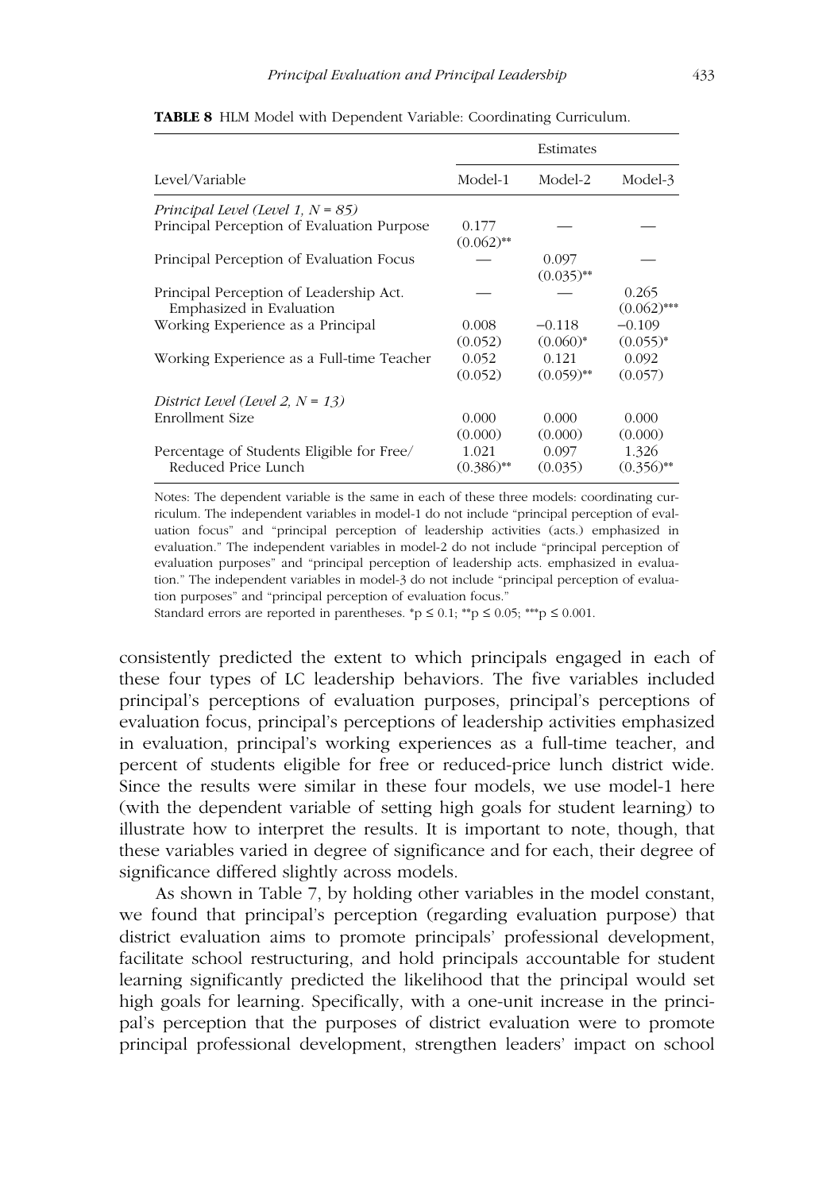**TABLE 8** HLM Model with Dependent Variable: Coordinating Curriculum.

| Level/Variable | Estimates | | |
|---|---|---|---|
| | Model-1 | Model-2 | Model-3 |
| *Principal Level (Level 1, N = 85)* | | | |
| Principal Perception of Evaluation Purpose | 0.177 (0.062)** | — | — |
| Principal Perception of Evaluation Focus | — | 0.097 (0.035)** | — |
| Principal Perception of Leadership Act. Emphasized in Evaluation | — | — | 0.265 (0.062)*** |
| Working Experience as a Principal | 0.008 (0.052) | −0.118 (0.060)* | −0.109 (0.055)* |
| Working Experience as a Full-time Teacher | 0.052 (0.052) | 0.121 (0.059)** | 0.092 (0.057) |
| *District Level (Level 2, N = 13)* | | | |
| Enrollment Size | 0.000 (0.000) | 0.000 (0.000) | 0.000 (0.000) |
| Percentage of Students Eligible for Free/ Reduced Price Lunch | 1.021 (0.386)** | 0.097 (0.035) | 1.326 (0.356)** |

Notes: The dependent variable is the same in each of these three models: coordinating curriculum. The independent variables in model-1 do not include "principal perception of evaluation focus" and "principal perception of leadership activities (acts.) emphasized in evaluation." The independent variables in model-2 do not include "principal perception of evaluation purposes" and "principal perception of leadership acts. emphasized in evaluation." The independent variables in model-3 do not include "principal perception of evaluation purposes" and "principal perception of evaluation focus."

Standard errors are reported in parentheses. *p ≤ 0.1; **p ≤ 0.05; ***p ≤ 0.001.

consistently predicted the extent to which principals engaged in each of these four types of LC leadership behaviors. The five variables included principal's perceptions of evaluation purposes, principal's perceptions of evaluation focus, principal's perceptions of leadership activities emphasized in evaluation, principal's working experiences as a full-time teacher, and percent of students eligible for free or reduced-price lunch district wide. Since the results were similar in these four models, we use model-1 here (with the dependent variable of setting high goals for student learning) to illustrate how to interpret the results. It is important to note, though, that these variables varied in degree of significance and for each, their degree of significance differed slightly across models.

As shown in Table 7, by holding other variables in the model constant, we found that principal's perception (regarding evaluation purpose) that district evaluation aims to promote principals' professional development, facilitate school restructuring, and hold principals accountable for student learning significantly predicted the likelihood that the principal would set high goals for learning. Specifically, with a one-unit increase in the principal's perception that the purposes of district evaluation were to promote principal professional development, strengthen leaders' impact on school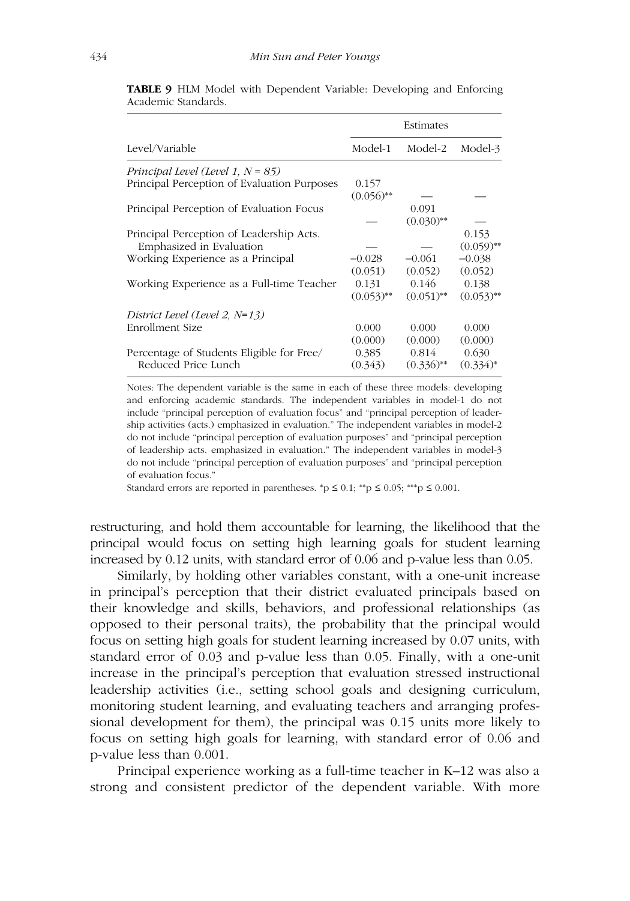**TABLE 9** HLM Model with Dependent Variable: Developing and Enforcing Academic Standards.

| Level/Variable | Estimates | | |
|---|---|---|---|
| | Model-1 | Model-2 | Model-3 |
| *Principal Level (Level 1, N = 85)* | | | |
| Principal Perception of Evaluation Purposes | 0.157 (0.056)** | — | — |
| Principal Perception of Evaluation Focus | — | 0.091 (0.030)** | — |
| Principal Perception of Leadership Acts. Emphasized in Evaluation | — | — | 0.153 (0.059)** |
| Working Experience as a Principal | −0.028 (0.051) | −0.061 (0.052) | −0.038 (0.052) |
| Working Experience as a Full-time Teacher | 0.131 (0.053)** | 0.146 (0.051)** | 0.138 (0.053)** |
| *District Level (Level 2, N=13)* | | | |
| Enrollment Size | 0.000 (0.000) | 0.000 (0.000) | 0.000 (0.000) |
| Percentage of Students Eligible for Free/ Reduced Price Lunch | 0.385 (0.343) | 0.814 (0.336)** | 0.630 (0.334)* |

Notes: The dependent variable is the same in each of these three models: developing and enforcing academic standards. The independent variables in model-1 do not include "principal perception of evaluation focus" and "principal perception of leadership activities (acts.) emphasized in evaluation." The independent variables in model-2 do not include "principal perception of evaluation purposes" and "principal perception of leadership acts. emphasized in evaluation." The independent variables in model-3 do not include "principal perception of evaluation purposes" and "principal perception of evaluation focus."

Standard errors are reported in parentheses. *$p \leq 0.1$; **$p \leq 0.05$; ***$p \leq 0.001$.

restructuring, and hold them accountable for learning, the likelihood that the principal would focus on setting high learning goals for student learning increased by 0.12 units, with standard error of 0.06 and p-value less than 0.05.

Similarly, by holding other variables constant, with a one-unit increase in principal's perception that their district evaluated principals based on their knowledge and skills, behaviors, and professional relationships (as opposed to their personal traits), the probability that the principal would focus on setting high goals for student learning increased by 0.07 units, with standard error of 0.03 and p-value less than 0.05. Finally, with a one-unit increase in the principal's perception that evaluation stressed instructional leadership activities (i.e., setting school goals and designing curriculum, monitoring student learning, and evaluating teachers and arranging professional development for them), the principal was 0.15 units more likely to focus on setting high goals for learning, with standard error of 0.06 and p-value less than 0.001.

Principal experience working as a full-time teacher in K–12 was also a strong and consistent predictor of the dependent variable. With more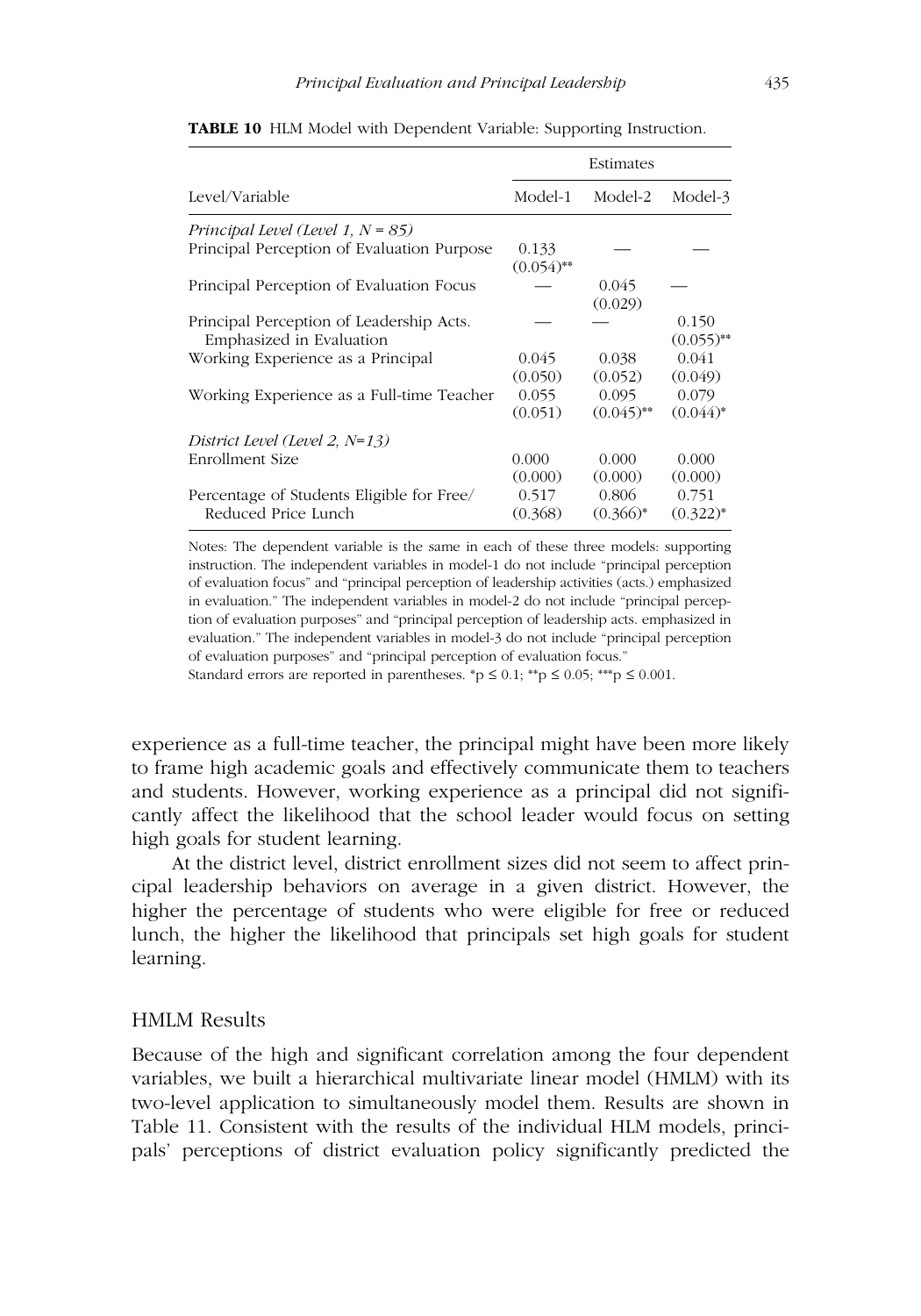**TABLE 10** HLM Model with Dependent Variable: Supporting Instruction.

| Level/Variable | Estimates | | |
|---|---|---|---|
| | Model-1 | Model-2 | Model-3 |
| *Principal Level (Level 1, N = 85)* | | | |
| Principal Perception of Evaluation Purpose | 0.133 (0.054)** | — | — |
| Principal Perception of Evaluation Focus | — | 0.045 (0.029) | — |
| Principal Perception of Leadership Acts. Emphasized in Evaluation | — | — | 0.150 (0.055)** |
| Working Experience as a Principal | 0.045 (0.050) | 0.038 (0.052) | 0.041 (0.049) |
| Working Experience as a Full-time Teacher | 0.055 (0.051) | 0.095 (0.045)** | 0.079 (0.044)* |
| *District Level (Level 2, N=13)* | | | |
| Enrollment Size | 0.000 (0.000) | 0.000 (0.000) | 0.000 (0.000) |
| Percentage of Students Eligible for Free/ Reduced Price Lunch | 0.517 (0.368) | 0.806 (0.366)* | 0.751 (0.322)* |

Notes: The dependent variable is the same in each of these three models: supporting instruction. The independent variables in model-1 do not include "principal perception of evaluation focus" and "principal perception of leadership activities (acts.) emphasized in evaluation." The independent variables in model-2 do not include "principal perception of evaluation purposes" and "principal perception of leadership acts. emphasized in evaluation." The independent variables in model-3 do not include "principal perception of evaluation purposes" and "principal perception of evaluation focus."
Standard errors are reported in parentheses. *p ≤ 0.1; **p ≤ 0.05; ***p ≤ 0.001.

experience as a full-time teacher, the principal might have been more likely to frame high academic goals and effectively communicate them to teachers and students. However, working experience as a principal did not significantly affect the likelihood that the school leader would focus on setting high goals for student learning.

At the district level, district enrollment sizes did not seem to affect principal leadership behaviors on average in a given district. However, the higher the percentage of students who were eligible for free or reduced lunch, the higher the likelihood that principals set high goals for student learning.

## HMLM Results

Because of the high and significant correlation among the four dependent variables, we built a hierarchical multivariate linear model (HMLM) with its two-level application to simultaneously model them. Results are shown in Table 11. Consistent with the results of the individual HLM models, principals' perceptions of district evaluation policy significantly predicted the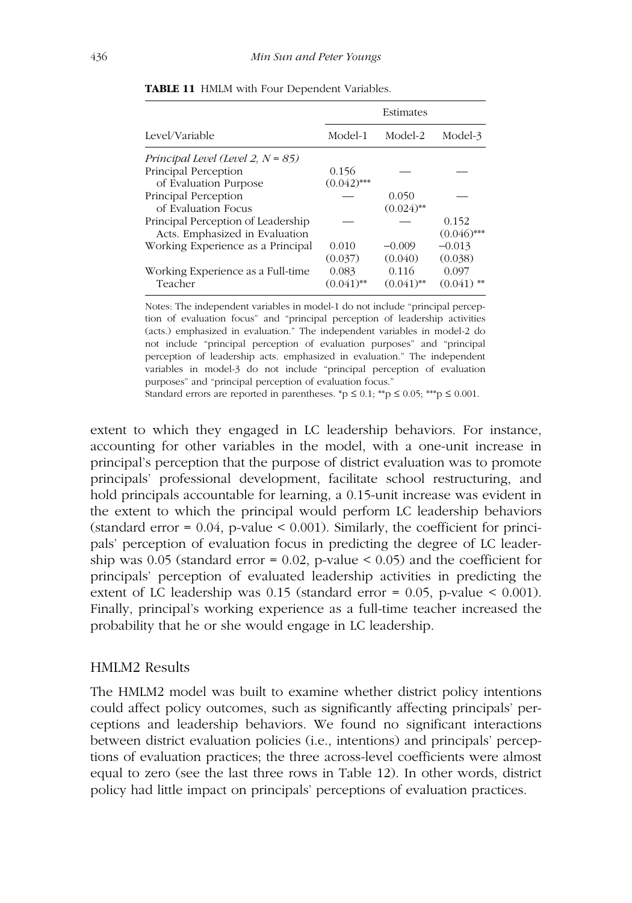**TABLE 11** HMLM with Four Dependent Variables.

| Level/Variable | Estimates | | |
|---|---|---|---|
| | Model-1 | Model-2 | Model-3 |
| *Principal Level (Level 2, N = 85)* | | | |
| Principal Perception of Evaluation Purpose | 0.156 (0.042)*** | — | — |
| Principal Perception of Evaluation Focus | — | 0.050 (0.024)** | — |
| Principal Perception of Leadership Acts. Emphasized in Evaluation | — | — | 0.152 (0.046)*** |
| Working Experience as a Principal | 0.010 (0.037) | −0.009 (0.040) | −0.013 (0.038) |
| Working Experience as a Full-time Teacher | 0.083 (0.041)** | 0.116 (0.041)** | 0.097 (0.041) ** |

Notes: The independent variables in model-1 do not include "principal perception of evaluation focus" and "principal perception of leadership activities (acts.) emphasized in evaluation." The independent variables in model-2 do not include "principal perception of evaluation purposes" and "principal perception of leadership acts. emphasized in evaluation." The independent variables in model-3 do not include "principal perception of evaluation purposes" and "principal perception of evaluation focus."

Standard errors are reported in parentheses. *$p \leq 0.1$; **$p \leq 0.05$; ***$p \leq 0.001$.

extent to which they engaged in LC leadership behaviors. For instance, accounting for other variables in the model, with a one-unit increase in principal's perception that the purpose of district evaluation was to promote principals' professional development, facilitate school restructuring, and hold principals accountable for learning, a 0.15-unit increase was evident in the extent to which the principal would perform LC leadership behaviors (standard error = 0.04, p-value < 0.001). Similarly, the coefficient for principals' perception of evaluation focus in predicting the degree of LC leadership was 0.05 (standard error = 0.02, p-value < 0.05) and the coefficient for principals' perception of evaluated leadership activities in predicting the extent of LC leadership was 0.15 (standard error = 0.05, p-value < 0.001). Finally, principal's working experience as a full-time teacher increased the probability that he or she would engage in LC leadership.

## HMLM2 Results

The HMLM2 model was built to examine whether district policy intentions could affect policy outcomes, such as significantly affecting principals' perceptions and leadership behaviors. We found no significant interactions between district evaluation policies (i.e., intentions) and principals' perceptions of evaluation practices; the three across-level coefficients were almost equal to zero (see the last three rows in Table 12). In other words, district policy had little impact on principals' perceptions of evaluation practices.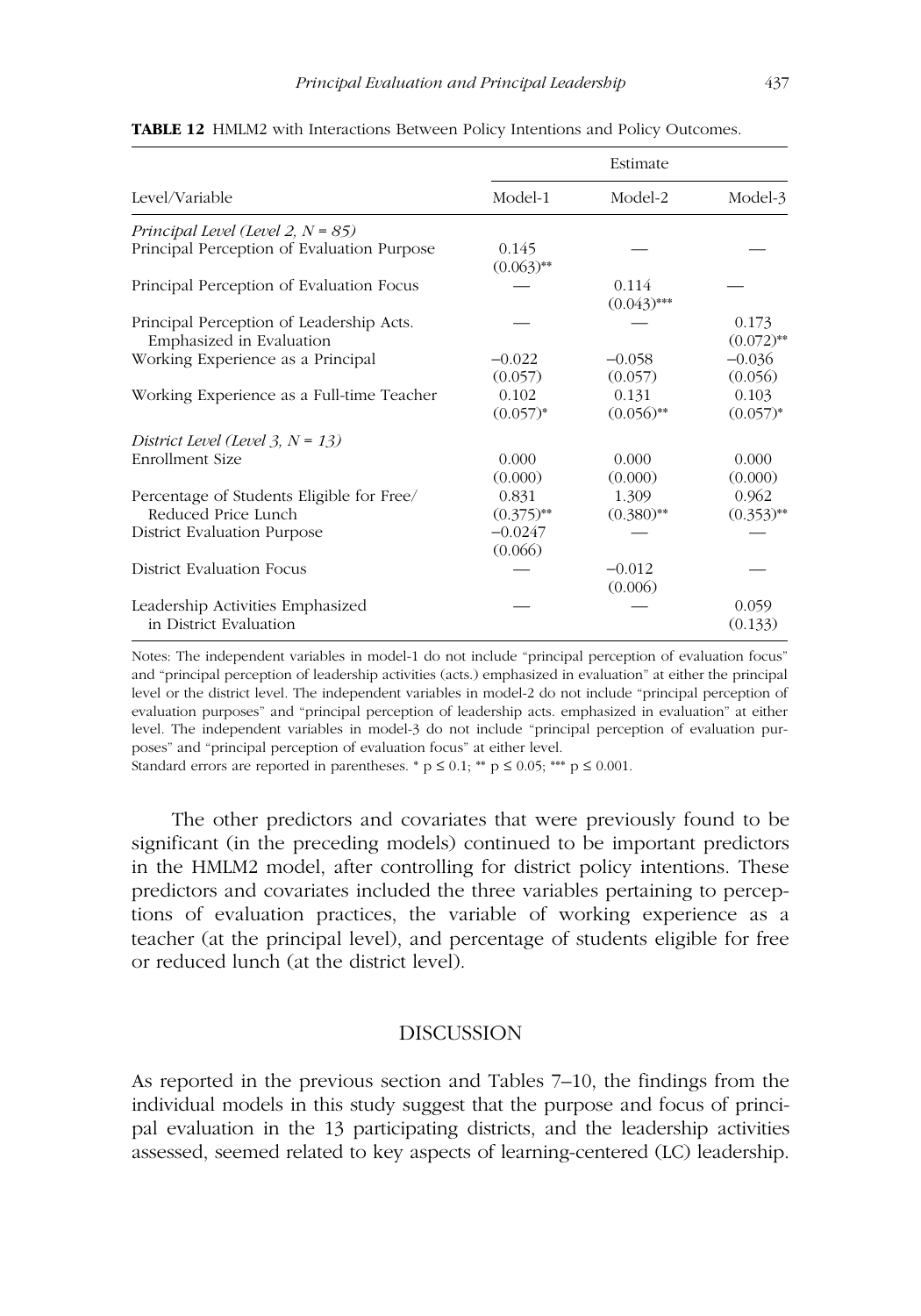**TABLE 12** HMLM2 with Interactions Between Policy Intentions and Policy Outcomes.

| Level/Variable | Estimate | | |
|---|---|---|---|
| | Model-1 | Model-2 | Model-3 |
| *Principal Level (Level 2, N = 85)* | | | |
| Principal Perception of Evaluation Purpose | 0.145 (0.063)** | — | — |
| Principal Perception of Evaluation Focus | — | 0.114 (0.043)*** | — |
| Principal Perception of Leadership Acts. Emphasized in Evaluation | — | — | 0.173 (0.072)** |
| Working Experience as a Principal | −0.022 (0.057) | −0.058 (0.057) | −0.036 (0.056) |
| Working Experience as a Full-time Teacher | 0.102 (0.057)* | 0.131 (0.056)** | 0.103 (0.057)* |
| *District Level (Level 3, N = 13)* | | | |
| Enrollment Size | 0.000 (0.000) | 0.000 (0.000) | 0.000 (0.000) |
| Percentage of Students Eligible for Free/ Reduced Price Lunch | 0.831 (0.375)** | 1.309 (0.380)** | 0.962 (0.353)** |
| District Evaluation Purpose | −0.0247 (0.066) | — | — |
| District Evaluation Focus | — | −0.012 (0.006) | — |
| Leadership Activities Emphasized in District Evaluation | — | — | 0.059 (0.133) |

Notes: The independent variables in model-1 do not include "principal perception of evaluation focus" and "principal perception of leadership activities (acts.) emphasized in evaluation" at either the principal level or the district level. The independent variables in model-2 do not include "principal perception of evaluation purposes" and "principal perception of leadership acts. emphasized in evaluation" at either level. The independent variables in model-3 do not include "principal perception of evaluation purposes" and "principal perception of evaluation focus" at either level.

Standard errors are reported in parentheses. * $p \leq 0.1$; ** $p \leq 0.05$; *** $p \leq 0.001$.

The other predictors and covariates that were previously found to be significant (in the preceding models) continued to be important predictors in the HMLM2 model, after controlling for district policy intentions. These predictors and covariates included the three variables pertaining to perceptions of evaluation practices, the variable of working experience as a teacher (at the principal level), and percentage of students eligible for free or reduced lunch (at the district level).

## DISCUSSION

As reported in the previous section and Tables 7–10, the findings from the individual models in this study suggest that the purpose and focus of principal evaluation in the 13 participating districts, and the leadership activities assessed, seemed related to key aspects of learning-centered (LC) leadership.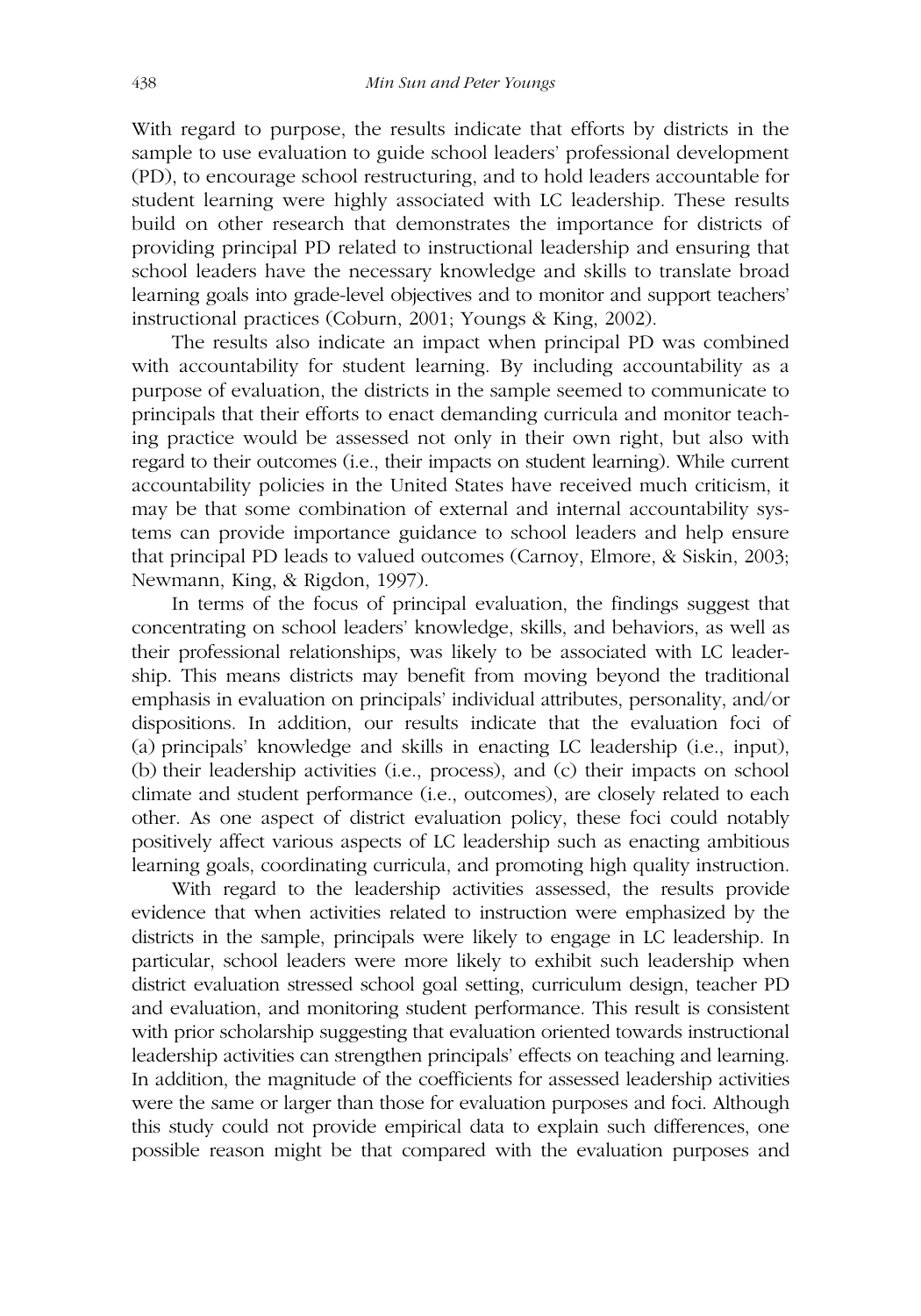With regard to purpose, the results indicate that efforts by districts in the sample to use evaluation to guide school leaders' professional development (PD), to encourage school restructuring, and to hold leaders accountable for student learning were highly associated with LC leadership. These results build on other research that demonstrates the importance for districts of providing principal PD related to instructional leadership and ensuring that school leaders have the necessary knowledge and skills to translate broad learning goals into grade-level objectives and to monitor and support teachers' instructional practices (Coburn, 2001; Youngs & King, 2002).

The results also indicate an impact when principal PD was combined with accountability for student learning. By including accountability as a purpose of evaluation, the districts in the sample seemed to communicate to principals that their efforts to enact demanding curricula and monitor teaching practice would be assessed not only in their own right, but also with regard to their outcomes (i.e., their impacts on student learning). While current accountability policies in the United States have received much criticism, it may be that some combination of external and internal accountability systems can provide importance guidance to school leaders and help ensure that principal PD leads to valued outcomes (Carnoy, Elmore, & Siskin, 2003; Newmann, King, & Rigdon, 1997).

In terms of the focus of principal evaluation, the findings suggest that concentrating on school leaders' knowledge, skills, and behaviors, as well as their professional relationships, was likely to be associated with LC leadership. This means districts may benefit from moving beyond the traditional emphasis in evaluation on principals' individual attributes, personality, and/or dispositions. In addition, our results indicate that the evaluation foci of (a) principals' knowledge and skills in enacting LC leadership (i.e., input), (b) their leadership activities (i.e., process), and (c) their impacts on school climate and student performance (i.e., outcomes), are closely related to each other. As one aspect of district evaluation policy, these foci could notably positively affect various aspects of LC leadership such as enacting ambitious learning goals, coordinating curricula, and promoting high quality instruction.

With regard to the leadership activities assessed, the results provide evidence that when activities related to instruction were emphasized by the districts in the sample, principals were likely to engage in LC leadership. In particular, school leaders were more likely to exhibit such leadership when district evaluation stressed school goal setting, curriculum design, teacher PD and evaluation, and monitoring student performance. This result is consistent with prior scholarship suggesting that evaluation oriented towards instructional leadership activities can strengthen principals' effects on teaching and learning. In addition, the magnitude of the coefficients for assessed leadership activities were the same or larger than those for evaluation purposes and foci. Although this study could not provide empirical data to explain such differences, one possible reason might be that compared with the evaluation purposes and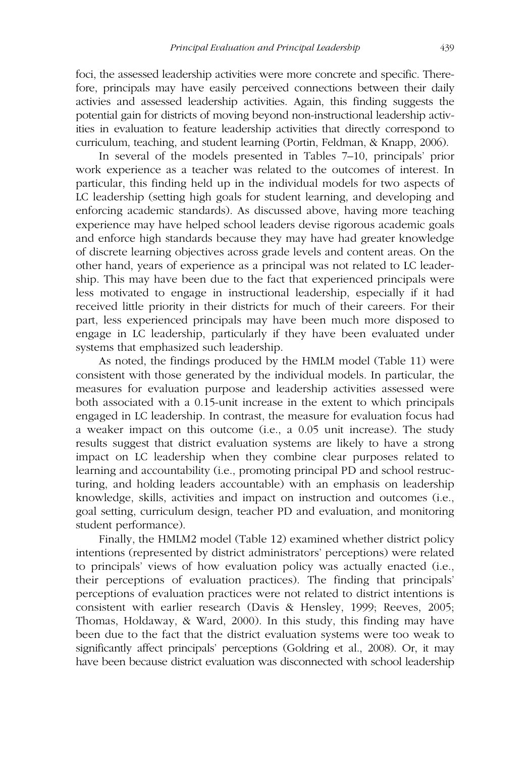foci, the assessed leadership activities were more concrete and specific. Therefore, principals may have easily perceived connections between their daily activities and assessed leadership activities. Again, this finding suggests the potential gain for districts of moving beyond non-instructional leadership activities in evaluation to feature leadership activities that directly correspond to curriculum, teaching, and student learning (Portin, Feldman, & Knapp, 2006).

In several of the models presented in Tables 7–10, principals' prior work experience as a teacher was related to the outcomes of interest. In particular, this finding held up in the individual models for two aspects of LC leadership (setting high goals for student learning, and developing and enforcing academic standards). As discussed above, having more teaching experience may have helped school leaders devise rigorous academic goals and enforce high standards because they may have had greater knowledge of discrete learning objectives across grade levels and content areas. On the other hand, years of experience as a principal was not related to LC leadership. This may have been due to the fact that experienced principals were less motivated to engage in instructional leadership, especially if it had received little priority in their districts for much of their careers. For their part, less experienced principals may have been much more disposed to engage in LC leadership, particularly if they have been evaluated under systems that emphasized such leadership.

As noted, the findings produced by the HMLM model (Table 11) were consistent with those generated by the individual models. In particular, the measures for evaluation purpose and leadership activities assessed were both associated with a 0.15-unit increase in the extent to which principals engaged in LC leadership. In contrast, the measure for evaluation focus had a weaker impact on this outcome (i.e., a 0.05 unit increase). The study results suggest that district evaluation systems are likely to have a strong impact on LC leadership when they combine clear purposes related to learning and accountability (i.e., promoting principal PD and school restructuring, and holding leaders accountable) with an emphasis on leadership knowledge, skills, activities and impact on instruction and outcomes (i.e., goal setting, curriculum design, teacher PD and evaluation, and monitoring student performance).

Finally, the HMLM2 model (Table 12) examined whether district policy intentions (represented by district administrators' perceptions) were related to principals' views of how evaluation policy was actually enacted (i.e., their perceptions of evaluation practices). The finding that principals' perceptions of evaluation practices were not related to district intentions is consistent with earlier research (Davis & Hensley, 1999; Reeves, 2005; Thomas, Holdaway, & Ward, 2000). In this study, this finding may have been due to the fact that the district evaluation systems were too weak to significantly affect principals' perceptions (Goldring et al., 2008). Or, it may have been because district evaluation was disconnected with school leadership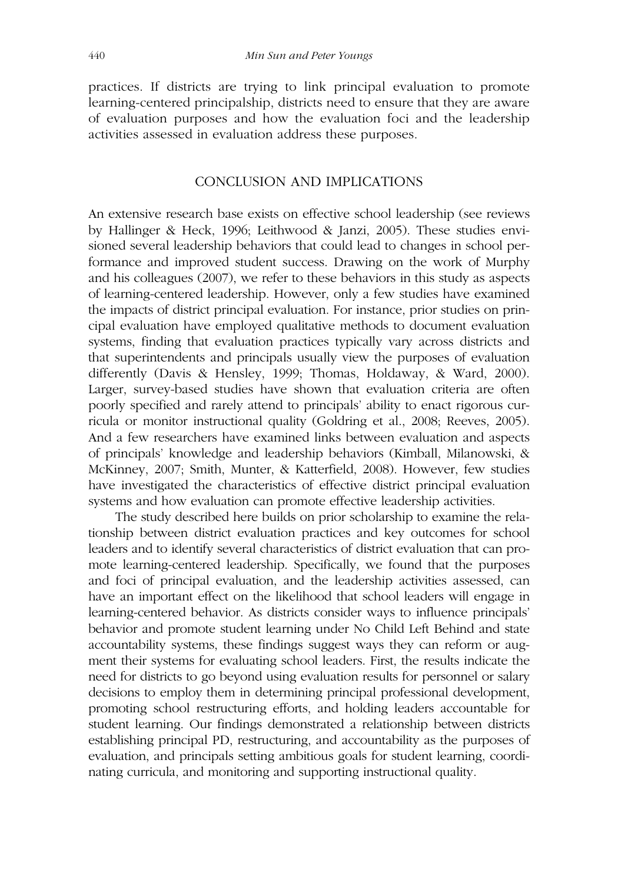practices. If districts are trying to link principal evaluation to promote learning-centered principalship, districts need to ensure that they are aware of evaluation purposes and how the evaluation foci and the leadership activities assessed in evaluation address these purposes.

## CONCLUSION AND IMPLICATIONS

An extensive research base exists on effective school leadership (see reviews by Hallinger & Heck, 1996; Leithwood & Janzi, 2005). These studies envisioned several leadership behaviors that could lead to changes in school performance and improved student success. Drawing on the work of Murphy and his colleagues (2007), we refer to these behaviors in this study as aspects of learning-centered leadership. However, only a few studies have examined the impacts of district principal evaluation. For instance, prior studies on principal evaluation have employed qualitative methods to document evaluation systems, finding that evaluation practices typically vary across districts and that superintendents and principals usually view the purposes of evaluation differently (Davis & Hensley, 1999; Thomas, Holdaway, & Ward, 2000). Larger, survey-based studies have shown that evaluation criteria are often poorly specified and rarely attend to principals' ability to enact rigorous curricula or monitor instructional quality (Goldring et al., 2008; Reeves, 2005). And a few researchers have examined links between evaluation and aspects of principals' knowledge and leadership behaviors (Kimball, Milanowski, & McKinney, 2007; Smith, Munter, & Katterfield, 2008). However, few studies have investigated the characteristics of effective district principal evaluation systems and how evaluation can promote effective leadership activities.

The study described here builds on prior scholarship to examine the relationship between district evaluation practices and key outcomes for school leaders and to identify several characteristics of district evaluation that can promote learning-centered leadership. Specifically, we found that the purposes and foci of principal evaluation, and the leadership activities assessed, can have an important effect on the likelihood that school leaders will engage in learning-centered behavior. As districts consider ways to influence principals' behavior and promote student learning under No Child Left Behind and state accountability systems, these findings suggest ways they can reform or augment their systems for evaluating school leaders. First, the results indicate the need for districts to go beyond using evaluation results for personnel or salary decisions to employ them in determining principal professional development, promoting school restructuring efforts, and holding leaders accountable for student learning. Our findings demonstrated a relationship between districts establishing principal PD, restructuring, and accountability as the purposes of evaluation, and principals setting ambitious goals for student learning, coordinating curricula, and monitoring and supporting instructional quality.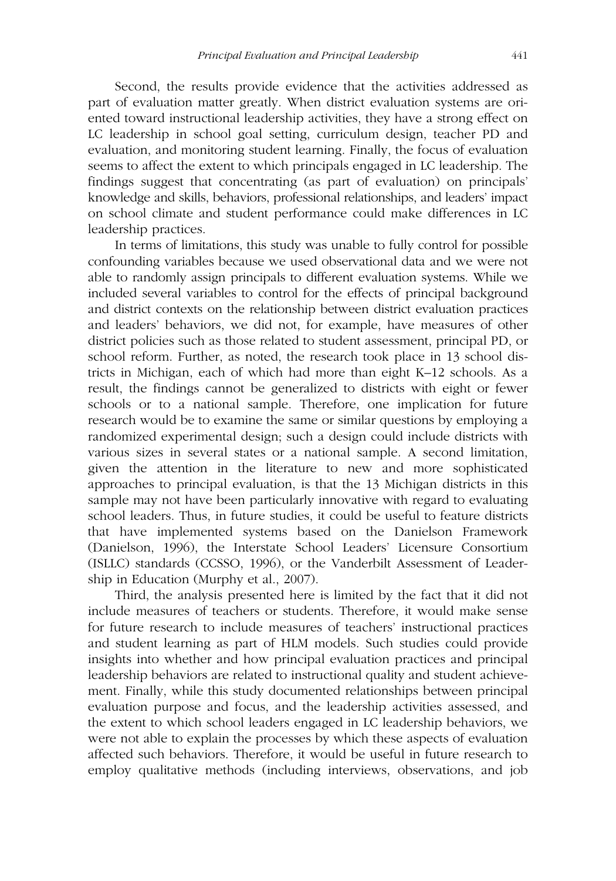Second, the results provide evidence that the activities addressed as part of evaluation matter greatly. When district evaluation systems are oriented toward instructional leadership activities, they have a strong effect on LC leadership in school goal setting, curriculum design, teacher PD and evaluation, and monitoring student learning. Finally, the focus of evaluation seems to affect the extent to which principals engaged in LC leadership. The findings suggest that concentrating (as part of evaluation) on principals' knowledge and skills, behaviors, professional relationships, and leaders' impact on school climate and student performance could make differences in LC leadership practices.

In terms of limitations, this study was unable to fully control for possible confounding variables because we used observational data and we were not able to randomly assign principals to different evaluation systems. While we included several variables to control for the effects of principal background and district contexts on the relationship between district evaluation practices and leaders' behaviors, we did not, for example, have measures of other district policies such as those related to student assessment, principal PD, or school reform. Further, as noted, the research took place in 13 school districts in Michigan, each of which had more than eight K–12 schools. As a result, the findings cannot be generalized to districts with eight or fewer schools or to a national sample. Therefore, one implication for future research would be to examine the same or similar questions by employing a randomized experimental design; such a design could include districts with various sizes in several states or a national sample. A second limitation, given the attention in the literature to new and more sophisticated approaches to principal evaluation, is that the 13 Michigan districts in this sample may not have been particularly innovative with regard to evaluating school leaders. Thus, in future studies, it could be useful to feature districts that have implemented systems based on the Danielson Framework (Danielson, 1996), the Interstate School Leaders' Licensure Consortium (ISLLC) standards (CCSSO, 1996), or the Vanderbilt Assessment of Leadership in Education (Murphy et al., 2007).

Third, the analysis presented here is limited by the fact that it did not include measures of teachers or students. Therefore, it would make sense for future research to include measures of teachers' instructional practices and student learning as part of HLM models. Such studies could provide insights into whether and how principal evaluation practices and principal leadership behaviors are related to instructional quality and student achievement. Finally, while this study documented relationships between principal evaluation purpose and focus, and the leadership activities assessed, and the extent to which school leaders engaged in LC leadership behaviors, we were not able to explain the processes by which these aspects of evaluation affected such behaviors. Therefore, it would be useful in future research to employ qualitative methods (including interviews, observations, and job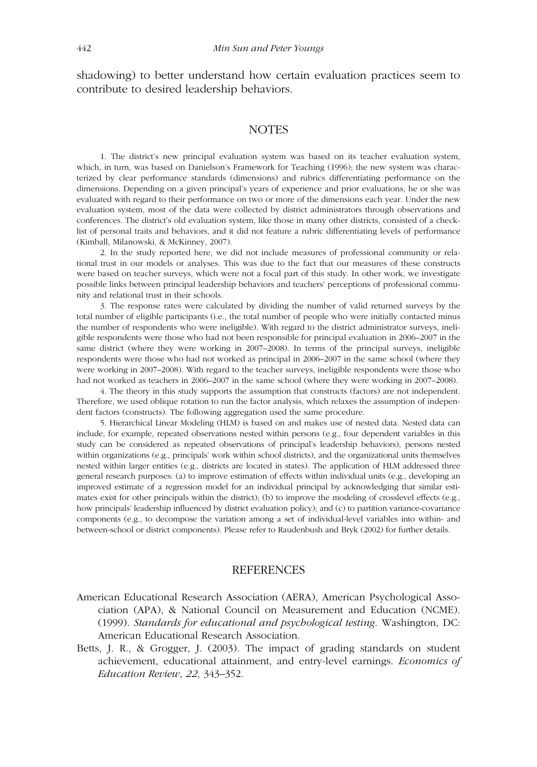shadowing) to better understand how certain evaluation practices seem to contribute to desired leadership behaviors.

## NOTES

1. The district's new principal evaluation system was based on its teacher evaluation system, which, in turn, was based on Danielson's Framework for Teaching (1996); the new system was characterized by clear performance standards (dimensions) and rubrics differentiating performance on the dimensions. Depending on a given principal's years of experience and prior evaluations, he or she was evaluated with regard to their performance on two or more of the dimensions each year. Under the new evaluation system, most of the data were collected by district administrators through observations and conferences. The district's old evaluation system, like those in many other districts, consisted of a checklist of personal traits and behaviors, and it did not feature a rubric differentiating levels of performance (Kimball, Milanowski, & McKinney, 2007).

2. In the study reported here, we did not include measures of professional community or relational trust in our models or analyses. This was due to the fact that our measures of these constructs were based on teacher surveys, which were not a focal part of this study. In other work, we investigate possible links between principal leadership behaviors and teachers' perceptions of professional community and relational trust in their schools.

3. The response rates were calculated by dividing the number of valid returned surveys by the total number of eligible participants (i.e., the total number of people who were initially contacted minus the number of respondents who were ineligible). With regard to the district administrator surveys, ineligible respondents were those who had not been responsible for principal evaluation in 2006–2007 in the same district (where they were working in 2007–2008). In terms of the principal surveys, ineligible respondents were those who had not worked as principal in 2006–2007 in the same school (where they were working in 2007–2008). With regard to the teacher surveys, ineligible respondents were those who had not worked as teachers in 2006–2007 in the same school (where they were working in 2007–2008).

4. The theory in this study supports the assumption that constructs (factors) are not independent. Therefore, we used oblique rotation to run the factor analysis, which relaxes the assumption of independent factors (constructs). The following aggregation used the same procedure.

5. Hierarchical Linear Modeling (HLM) is based on and makes use of nested data. Nested data can include, for example, repeated observations nested within persons (e.g., four dependent variables in this study can be considered as repeated observations of principal's leadership behaviors), persons nested within organizations (e.g., principals' work within school districts), and the organizational units themselves nested within larger entities (e.g., districts are located in states). The application of HLM addressed three general research purposes: (a) to improve estimation of effects within individual units (e.g., developing an improved estimate of a regression model for an individual principal by acknowledging that similar estimates exist for other principals within the district); (b) to improve the modeling of crosslevel effects (e.g., how principals' leadership influenced by district evaluation policy); and (c) to partition variance-covariance components (e.g., to decompose the variation among a set of individual-level variables into within- and between-school or district components). Please refer to Raudenbush and Bryk (2002) for further details.

## REFERENCES

American Educational Research Association (AERA), American Psychological Association (APA), & National Council on Measurement and Education (NCME). (1999). *Standards for educational and psychological testing.* Washington, DC: American Educational Research Association.

Betts, J. R., & Grogger, J. (2003). The impact of grading standards on student achievement, educational attainment, and entry-level earnings. *Economics of Education Review*, *22*, 343–352.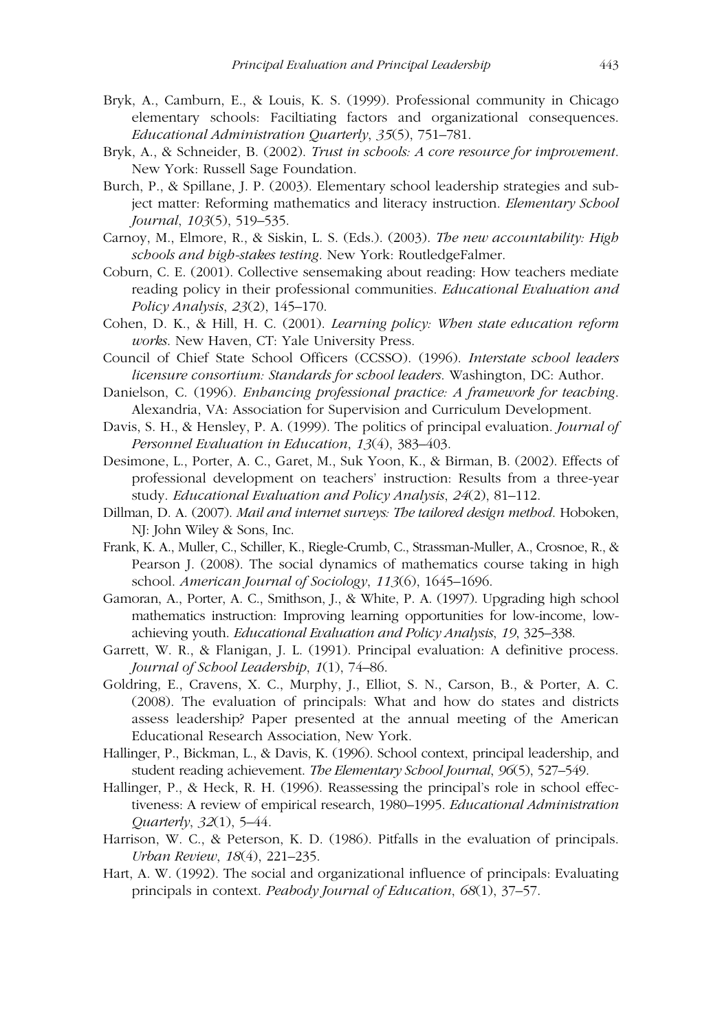Bryk, A., Camburn, E., & Louis, K. S. (1999). Professional community in Chicago elementary schools: Faciltiating factors and organizational consequences. *Educational Administration Quarterly*, *35*(5), 751–781.

Bryk, A., & Schneider, B. (2002). *Trust in schools: A core resource for improvement*. New York: Russell Sage Foundation.

Burch, P., & Spillane, J. P. (2003). Elementary school leadership strategies and subject matter: Reforming mathematics and literacy instruction. *Elementary School Journal*, *103*(5), 519–535.

Carnoy, M., Elmore, R., & Siskin, L. S. (Eds.). (2003). *The new accountability: High schools and high-stakes testing*. New York: RoutledgeFalmer.

Coburn, C. E. (2001). Collective sensemaking about reading: How teachers mediate reading policy in their professional communities. *Educational Evaluation and Policy Analysis*, *23*(2), 145–170.

Cohen, D. K., & Hill, H. C. (2001). *Learning policy: When state education reform works*. New Haven, CT: Yale University Press.

Council of Chief State School Officers (CCSSO). (1996). *Interstate school leaders licensure consortium: Standards for school leaders*. Washington, DC: Author.

Danielson, C. (1996). *Enhancing professional practice: A framework for teaching*. Alexandria, VA: Association for Supervision and Curriculum Development.

Davis, S. H., & Hensley, P. A. (1999). The politics of principal evaluation. *Journal of Personnel Evaluation in Education*, *13*(4), 383–403.

Desimone, L., Porter, A. C., Garet, M., Suk Yoon, K., & Birman, B. (2002). Effects of professional development on teachers' instruction: Results from a three-year study. *Educational Evaluation and Policy Analysis*, *24*(2), 81–112.

Dillman, D. A. (2007). *Mail and internet surveys: The tailored design method*. Hoboken, NJ: John Wiley & Sons, Inc.

Frank, K. A., Muller, C., Schiller, K., Riegle-Crumb, C., Strassman-Muller, A., Crosnoe, R., & Pearson J. (2008). The social dynamics of mathematics course taking in high school. *American Journal of Sociology*, *113*(6), 1645–1696.

Gamoran, A., Porter, A. C., Smithson, J., & White, P. A. (1997). Upgrading high school mathematics instruction: Improving learning opportunities for low-income, low-achieving youth. *Educational Evaluation and Policy Analysis*, *19*, 325–338.

Garrett, W. R., & Flanigan, J. L. (1991). Principal evaluation: A definitive process. *Journal of School Leadership*, *1*(1), 74–86.

Goldring, E., Cravens, X. C., Murphy, J., Elliot, S. N., Carson, B., & Porter, A. C. (2008). The evaluation of principals: What and how do states and districts assess leadership? Paper presented at the annual meeting of the American Educational Research Association, New York.

Hallinger, P., Bickman, L., & Davis, K. (1996). School context, principal leadership, and student reading achievement. *The Elementary School Journal*, *96*(5), 527–549.

Hallinger, P., & Heck, R. H. (1996). Reassessing the principal's role in school effectiveness: A review of empirical research, 1980–1995. *Educational Administration Quarterly*, *32*(1), 5–44.

Harrison, W. C., & Peterson, K. D. (1986). Pitfalls in the evaluation of principals. *Urban Review*, *18*(4), 221–235.

Hart, A. W. (1992). The social and organizational influence of principals: Evaluating principals in context. *Peabody Journal of Education*, *68*(1), 37–57.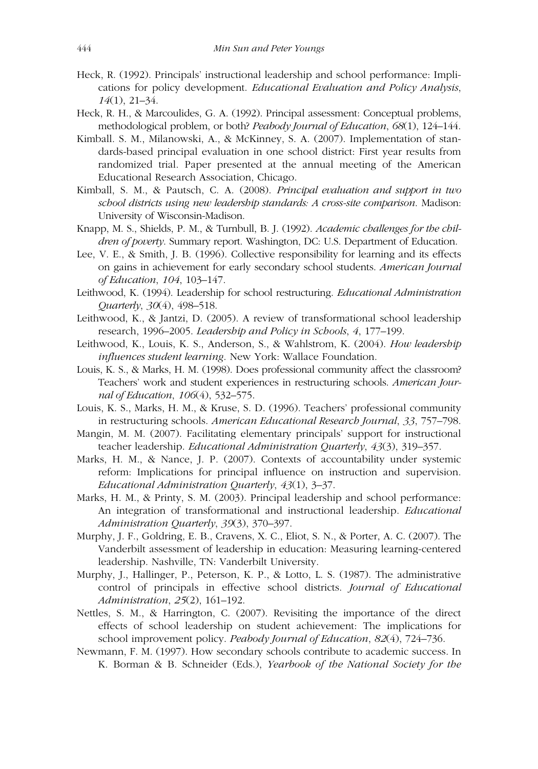Heck, R. (1992). Principals' instructional leadership and school performance: Implications for policy development. *Educational Evaluation and Policy Analysis*, *14*(1), 21–34.

Heck, R. H., & Marcoulides, G. A. (1992). Principal assessment: Conceptual problems, methodological problem, or both? *Peabody Journal of Education*, *68*(1), 124–144.

Kimball. S. M., Milanowski, A., & McKinney, S. A. (2007). Implementation of standards-based principal evaluation in one school district: First year results from randomized trial. Paper presented at the annual meeting of the American Educational Research Association, Chicago.

Kimball, S. M., & Pautsch, C. A. (2008). *Principal evaluation and support in two school districts using new leadership standards: A cross-site comparison*. Madison: University of Wisconsin-Madison.

Knapp, M. S., Shields, P. M., & Turnbull, B. J. (1992). *Academic challenges for the children of poverty*. Summary report. Washington, DC: U.S. Department of Education.

Lee, V. E., & Smith, J. B. (1996). Collective responsibility for learning and its effects on gains in achievement for early secondary school students. *American Journal of Education*, *104*, 103–147.

Leithwood, K. (1994). Leadership for school restructuring. *Educational Administration Quarterly*, *30*(4), 498–518.

Leithwood, K., & Jantzi, D. (2005). A review of transformational school leadership research, 1996–2005. *Leadership and Policy in Schools*, *4*, 177–199.

Leithwood, K., Louis, K. S., Anderson, S., & Wahlstrom, K. (2004). *How leadership influences student learning*. New York: Wallace Foundation.

Louis, K. S., & Marks, H. M. (1998). Does professional community affect the classroom? Teachers' work and student experiences in restructuring schools. *American Journal of Education*, *106*(4), 532–575.

Louis, K. S., Marks, H. M., & Kruse, S. D. (1996). Teachers' professional community in restructuring schools. *American Educational Research Journal*, *33*, 757–798.

Mangin, M. M. (2007). Facilitating elementary principals' support for instructional teacher leadership. *Educational Administration Quarterly*, *43*(3), 319–357.

Marks, H. M., & Nance, J. P. (2007). Contexts of accountability under systemic reform: Implications for principal influence on instruction and supervision. *Educational Administration Quarterly*, *43*(1), 3–37.

Marks, H. M., & Printy, S. M. (2003). Principal leadership and school performance: An integration of transformational and instructional leadership. *Educational Administration Quarterly*, *39*(3), 370–397.

Murphy, J. F., Goldring, E. B., Cravens, X. C., Eliot, S. N., & Porter, A. C. (2007). The Vanderbilt assessment of leadership in education: Measuring learning-centered leadership. Nashville, TN: Vanderbilt University.

Murphy, J., Hallinger, P., Peterson, K. P., & Lotto, L. S. (1987). The administrative control of principals in effective school districts. *Journal of Educational Administration*, *25*(2), 161–192.

Nettles, S. M., & Harrington, C. (2007). Revisiting the importance of the direct effects of school leadership on student achievement: The implications for school improvement policy. *Peabody Journal of Education*, *82*(4), 724–736.

Newmann, F. M. (1997). How secondary schools contribute to academic success. In K. Borman & B. Schneider (Eds.), *Yearbook of the National Society for the*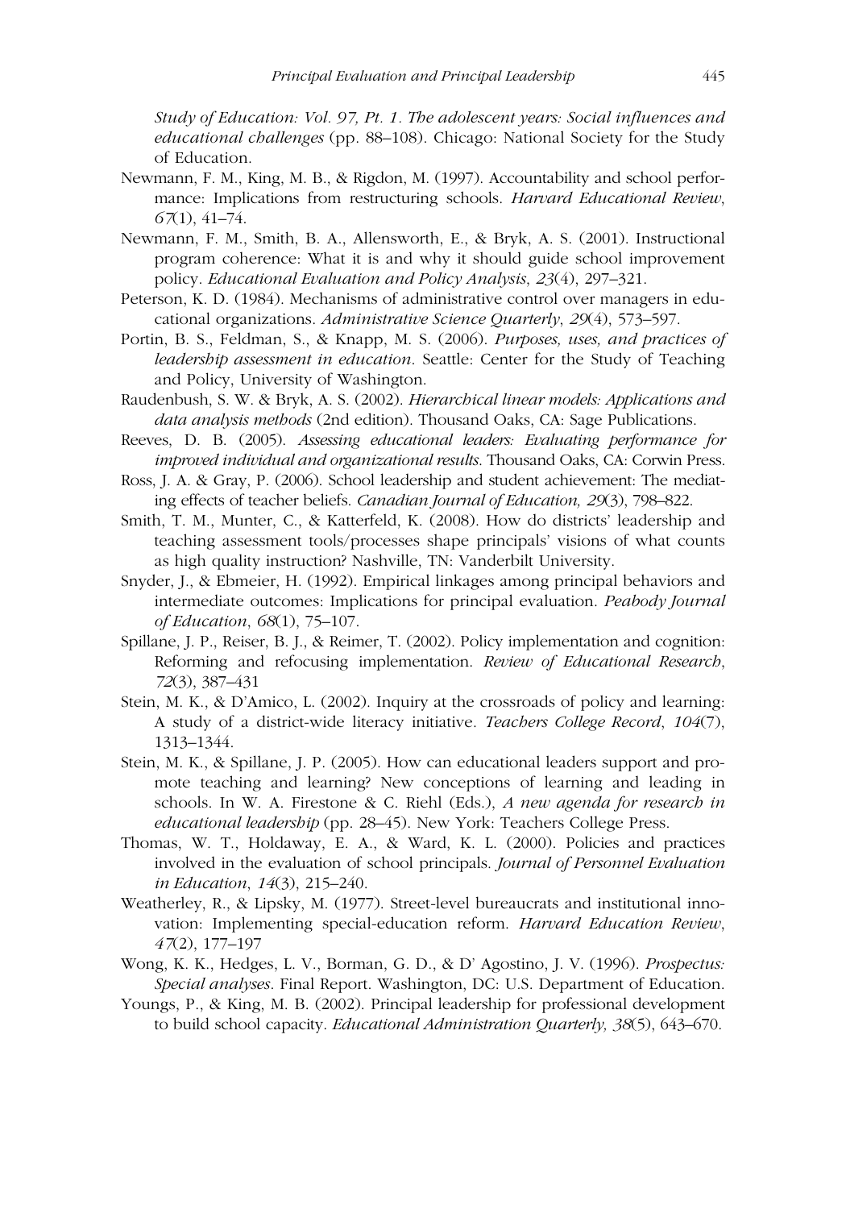*Study of Education: Vol. 97, Pt. 1. The adolescent years: Social influences and educational challenges* (pp. 88–108). Chicago: National Society for the Study of Education.

Newmann, F. M., King, M. B., & Rigdon, M. (1997). Accountability and school performance: Implications from restructuring schools. *Harvard Educational Review*, *67*(1), 41–74.

Newmann, F. M., Smith, B. A., Allensworth, E., & Bryk, A. S. (2001). Instructional program coherence: What it is and why it should guide school improvement policy. *Educational Evaluation and Policy Analysis*, *23*(4), 297–321.

Peterson, K. D. (1984). Mechanisms of administrative control over managers in educational organizations. *Administrative Science Quarterly*, *29*(4), 573–597.

Portin, B. S., Feldman, S., & Knapp, M. S. (2006). *Purposes, uses, and practices of leadership assessment in education*. Seattle: Center for the Study of Teaching and Policy, University of Washington.

Raudenbush, S. W. & Bryk, A. S. (2002). *Hierarchical linear models: Applications and data analysis methods* (2nd edition). Thousand Oaks, CA: Sage Publications.

Reeves, D. B. (2005). *Assessing educational leaders: Evaluating performance for improved individual and organizational results*. Thousand Oaks, CA: Corwin Press.

Ross, J. A. & Gray, P. (2006). School leadership and student achievement: The mediating effects of teacher beliefs. *Canadian Journal of Education, 29*(3), 798–822.

Smith, T. M., Munter, C., & Katterfeld, K. (2008). How do districts' leadership and teaching assessment tools/processes shape principals' visions of what counts as high quality instruction? Nashville, TN: Vanderbilt University.

Snyder, J., & Ebmeier, H. (1992). Empirical linkages among principal behaviors and intermediate outcomes: Implications for principal evaluation. *Peabody Journal of Education*, *68*(1), 75–107.

Spillane, J. P., Reiser, B. J., & Reimer, T. (2002). Policy implementation and cognition: Reforming and refocusing implementation. *Review of Educational Research*, *72*(3), 387–431

Stein, M. K., & D'Amico, L. (2002). Inquiry at the crossroads of policy and learning: A study of a district-wide literacy initiative. *Teachers College Record*, *104*(7), 1313–1344.

Stein, M. K., & Spillane, J. P. (2005). How can educational leaders support and promote teaching and learning? New conceptions of learning and leading in schools. In W. A. Firestone & C. Riehl (Eds.), *A new agenda for research in educational leadership* (pp. 28–45). New York: Teachers College Press.

Thomas, W. T., Holdaway, E. A., & Ward, K. L. (2000). Policies and practices involved in the evaluation of school principals. *Journal of Personnel Evaluation in Education*, *14*(3), 215–240.

Weatherley, R., & Lipsky, M. (1977). Street-level bureaucrats and institutional innovation: Implementing special-education reform. *Harvard Education Review*, *47*(2), 177–197

Wong, K. K., Hedges, L. V., Borman, G. D., & D' Agostino, J. V. (1996). *Prospectus: Special analyses*. Final Report. Washington, DC: U.S. Department of Education.

Youngs, P., & King, M. B. (2002). Principal leadership for professional development to build school capacity. *Educational Administration Quarterly, 38*(5), 643–670.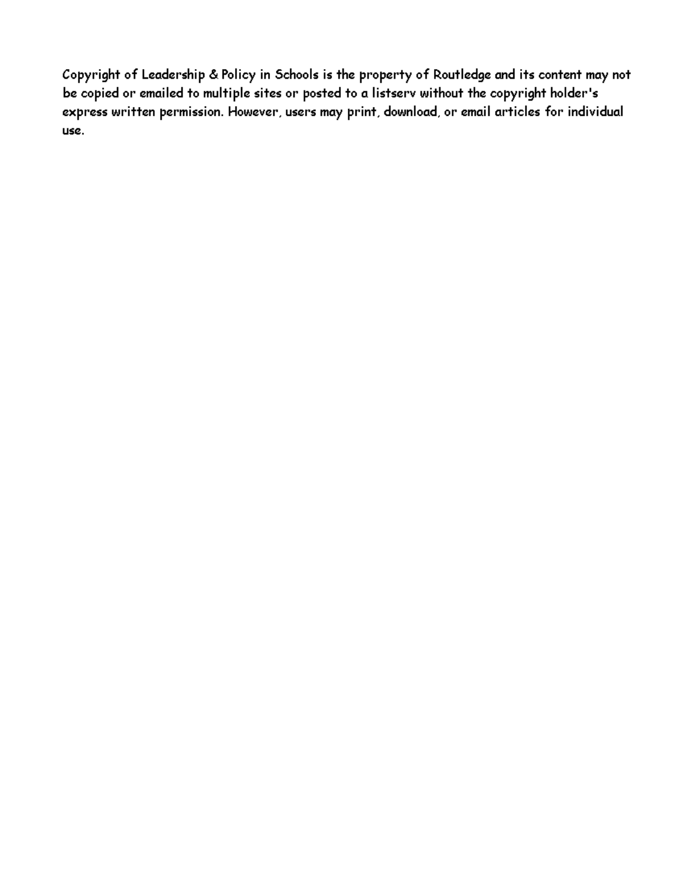Copyright of Leadership & Policy in Schools is the property of Routledge and its content may not be copied or emailed to multiple sites or posted to a listserv without the copyright holder's express written permission. However, users may print, download, or email articles for individual use.